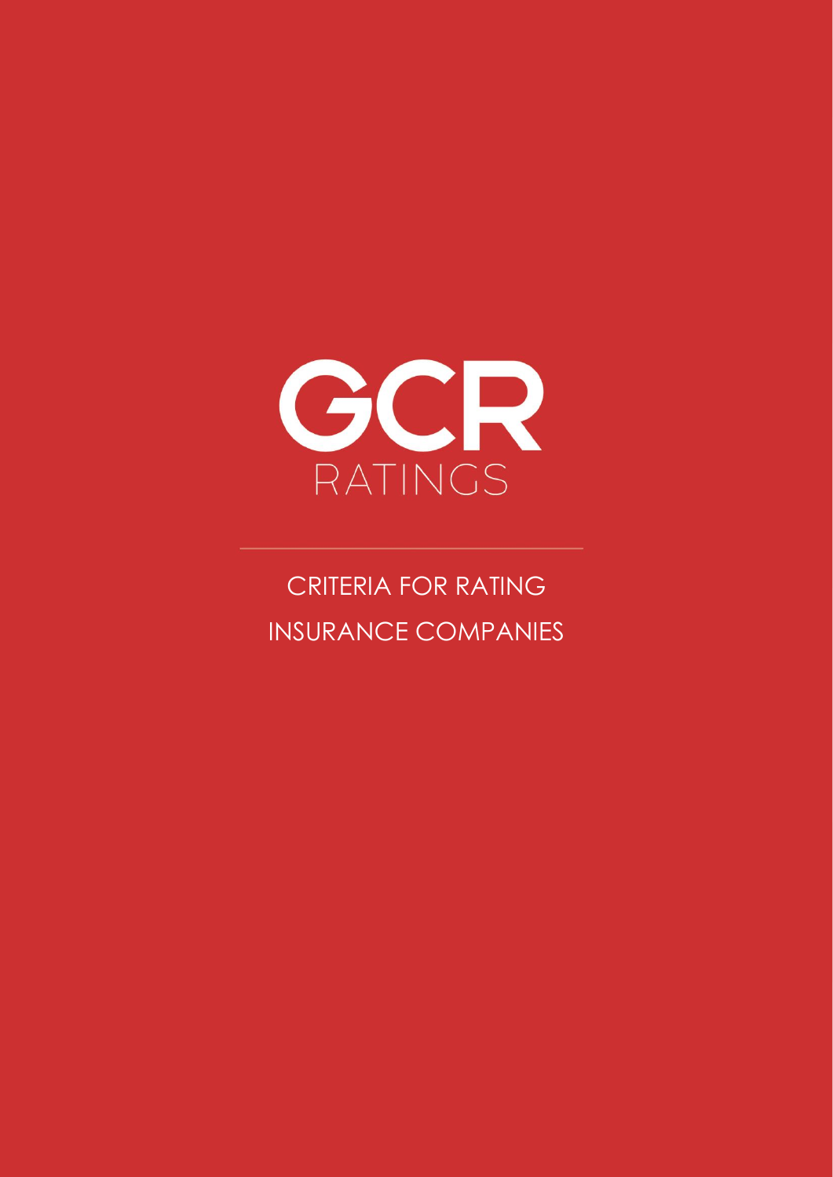GCR

RATINGS

# CRITERIA FOR RATING INSURANCE COMPANIES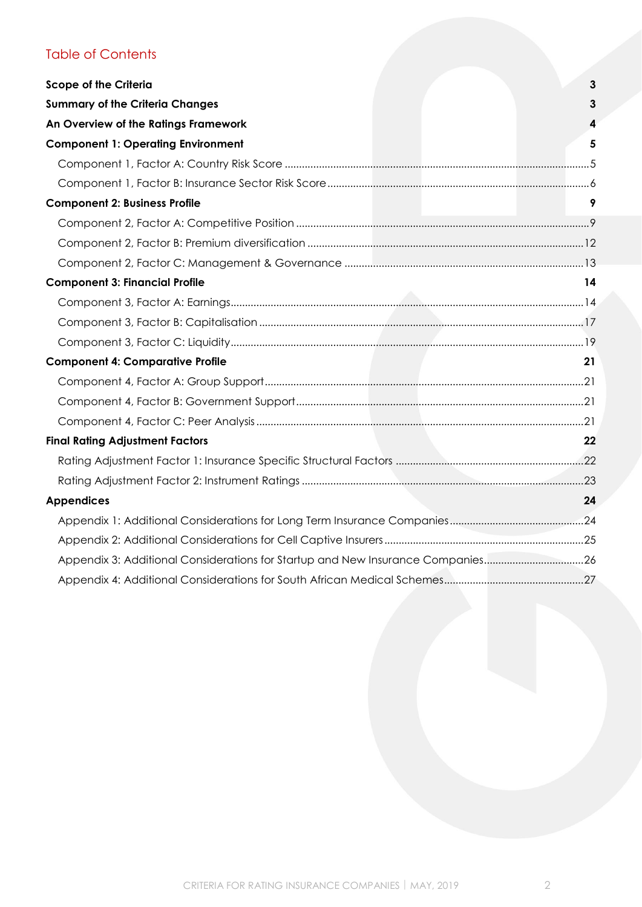## Table of Contents

**Scope of the Criteria** 3

**Summary of the Criteria Changes** 3

**An Overview of the Ratings Framework** 4

**Component 1: Operating Environment** 5

- Component 1, Factor A: Country Risk Score ... 5
- Component 1, Factor B: Insurance Sector Risk Score ... 6

**Component 2: Business Profile** 9

- Component 2, Factor A: Competitive Position ... 9
- Component 2, Factor B: Premium diversification ... 12
- Component 2, Factor C: Management & Governance ... 13

**Component 3: Financial Profile** 14

- Component 3, Factor A: Earnings ... 14
- Component 3, Factor B: Capitalisation ... 17
- Component 3, Factor C: Liquidity ... 19

**Component 4: Comparative Profile** 21

- Component 4, Factor A: Group Support ... 21
- Component 4, Factor B: Government Support ... 21
- Component 4, Factor C: Peer Analysis ... 21

**Final Rating Adjustment Factors** 22

- Rating Adjustment Factor 1: Insurance Specific Structural Factors ... 22
- Rating Adjustment Factor 2: Instrument Ratings ... 23

**Appendices** 24

- Appendix 1: Additional Considerations for Long Term Insurance Companies ... 24
- Appendix 2: Additional Considerations for Cell Captive Insurers ... 25
- Appendix 3: Additional Considerations for Startup and New Insurance Companies ... 26
- Appendix 4: Additional Considerations for South African Medical Schemes ... 27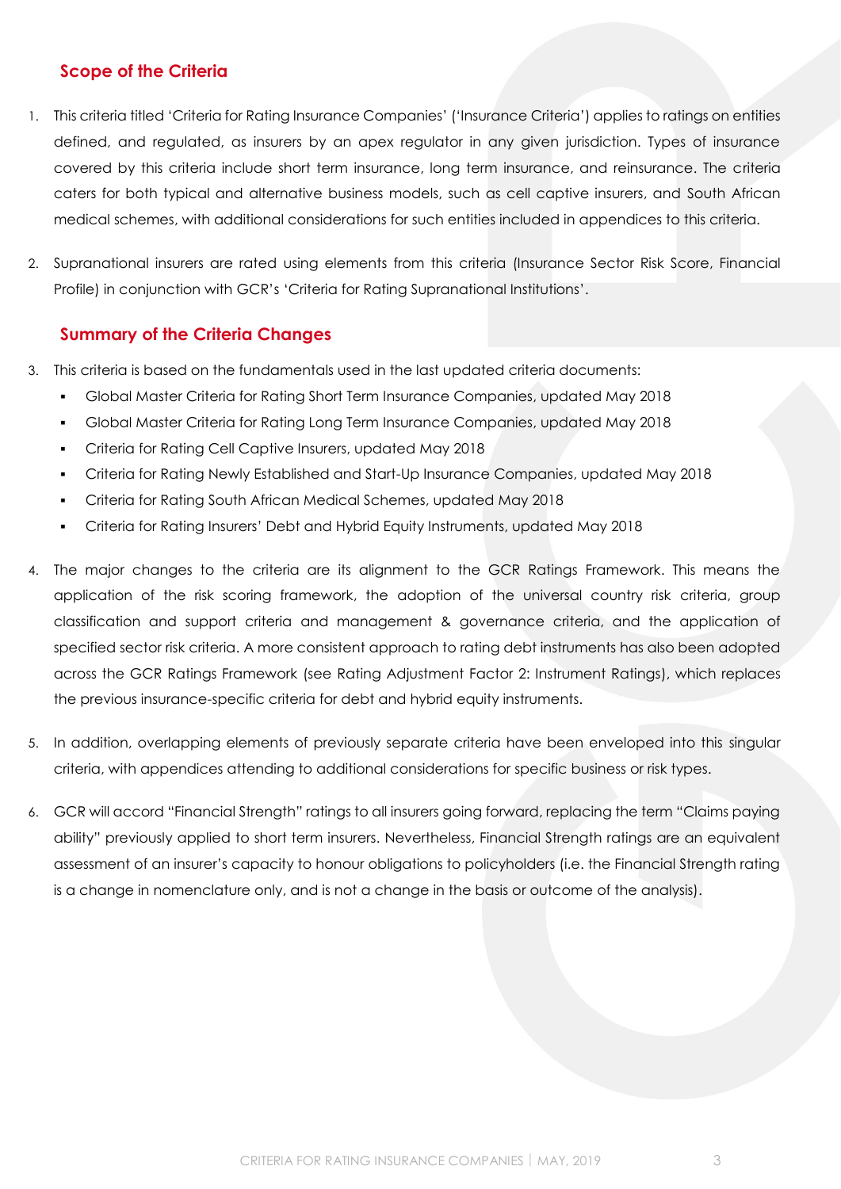## Scope of the Criteria

1. This criteria titled 'Criteria for Rating Insurance Companies' ('Insurance Criteria') applies to ratings on entities defined, and regulated, as insurers by an apex regulator in any given jurisdiction. Types of insurance covered by this criteria include short term insurance, long term insurance, and reinsurance. The criteria caters for both typical and alternative business models, such as cell captive insurers, and South African medical schemes, with additional considerations for such entities included in appendices to this criteria.

2. Supranational insurers are rated using elements from this criteria (Insurance Sector Risk Score, Financial Profile) in conjunction with GCR's 'Criteria for Rating Supranational Institutions'.

## Summary of the Criteria Changes

3. This criteria is based on the fundamentals used in the last updated criteria documents:
   - Global Master Criteria for Rating Short Term Insurance Companies, updated May 2018
   - Global Master Criteria for Rating Long Term Insurance Companies, updated May 2018
   - Criteria for Rating Cell Captive Insurers, updated May 2018
   - Criteria for Rating Newly Established and Start-Up Insurance Companies, updated May 2018
   - Criteria for Rating South African Medical Schemes, updated May 2018
   - Criteria for Rating Insurers' Debt and Hybrid Equity Instruments, updated May 2018

4. The major changes to the criteria are its alignment to the GCR Ratings Framework. This means the application of the risk scoring framework, the adoption of the universal country risk criteria, group classification and support criteria and management & governance criteria, and the application of specified sector risk criteria. A more consistent approach to rating debt instruments has also been adopted across the GCR Ratings Framework (see Rating Adjustment Factor 2: Instrument Ratings), which replaces the previous insurance-specific criteria for debt and hybrid equity instruments.

5. In addition, overlapping elements of previously separate criteria have been enveloped into this singular criteria, with appendices attending to additional considerations for specific business or risk types.

6. GCR will accord "Financial Strength" ratings to all insurers going forward, replacing the term "Claims paying ability" previously applied to short term insurers. Nevertheless, Financial Strength ratings are an equivalent assessment of an insurer's capacity to honour obligations to policyholders (i.e. the Financial Strength rating is a change in nomenclature only, and is not a change in the basis or outcome of the analysis).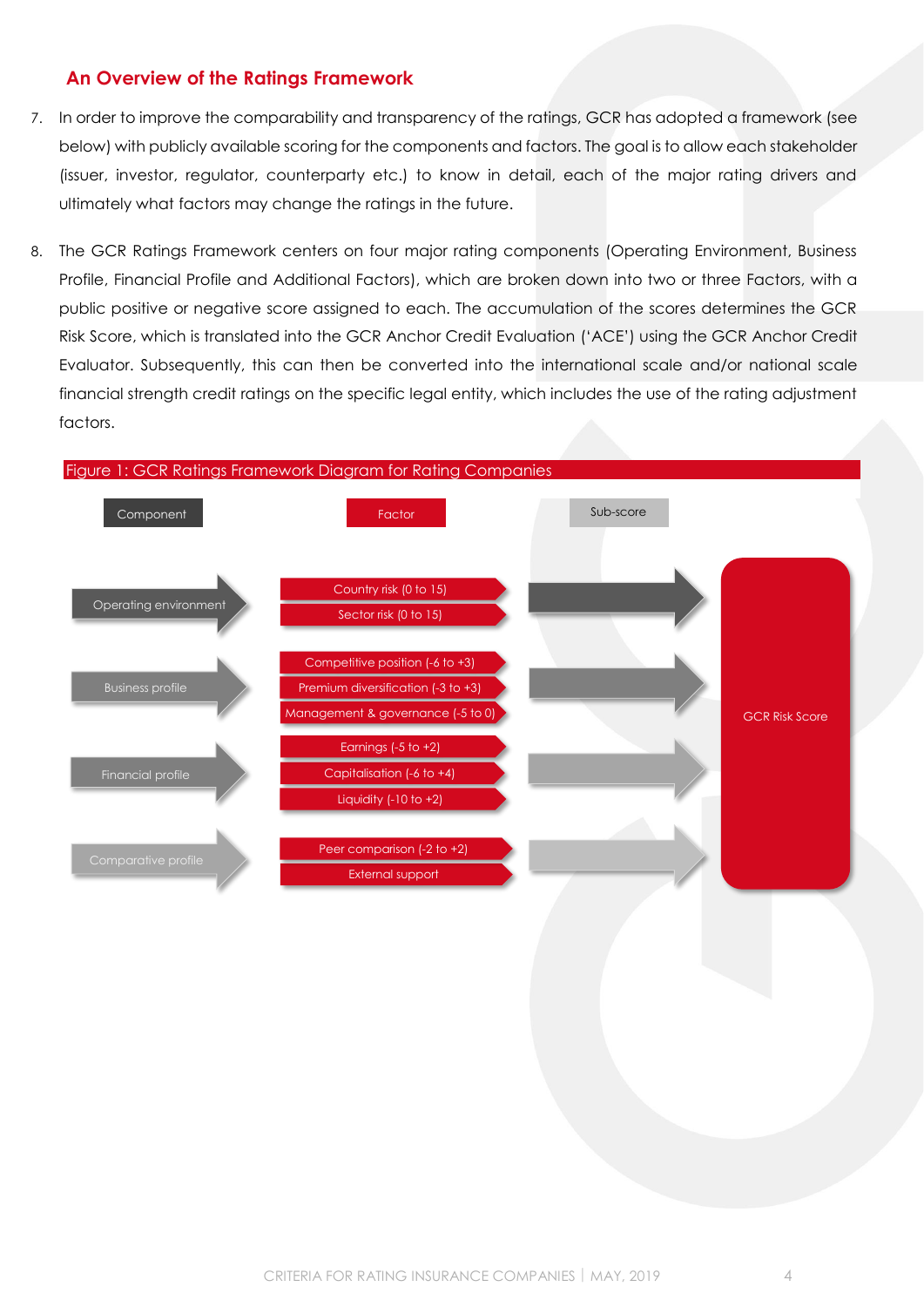## An Overview of the Ratings Framework

7. In order to improve the comparability and transparency of the ratings, GCR has adopted a framework (see below) with publicly available scoring for the components and factors. The goal is to allow each stakeholder (issuer, investor, regulator, counterparty etc.) to know in detail, each of the major rating drivers and ultimately what factors may change the ratings in the future.

8. The GCR Ratings Framework centers on four major rating components (Operating Environment, Business Profile, Financial Profile and Additional Factors), which are broken down into two or three Factors, with a public positive or negative score assigned to each. The accumulation of the scores determines the GCR Risk Score, which is translated into the GCR Anchor Credit Evaluation ('ACE') using the GCR Anchor Credit Evaluator. Subsequently, this can then be converted into the international scale and/or national scale financial strength credit ratings on the specific legal entity, which includes the use of the rating adjustment factors.

Figure 1: GCR Ratings Framework Diagram for Rating Companies

Component

Factor

Sub-score

Operating environment

Country risk (0 to 15)

Sector risk (0 to 15)

Business profile

Competitive position (-6 to +3)

Premium diversification (-3 to +3)

Management & governance (-5 to 0)

Financial profile

Earnings (-5 to +2)

Capitalisation (-6 to +4)

Liquidity (-10 to +2)

Comparative profile

Peer comparison (-2 to +2)

External support

GCR Risk Score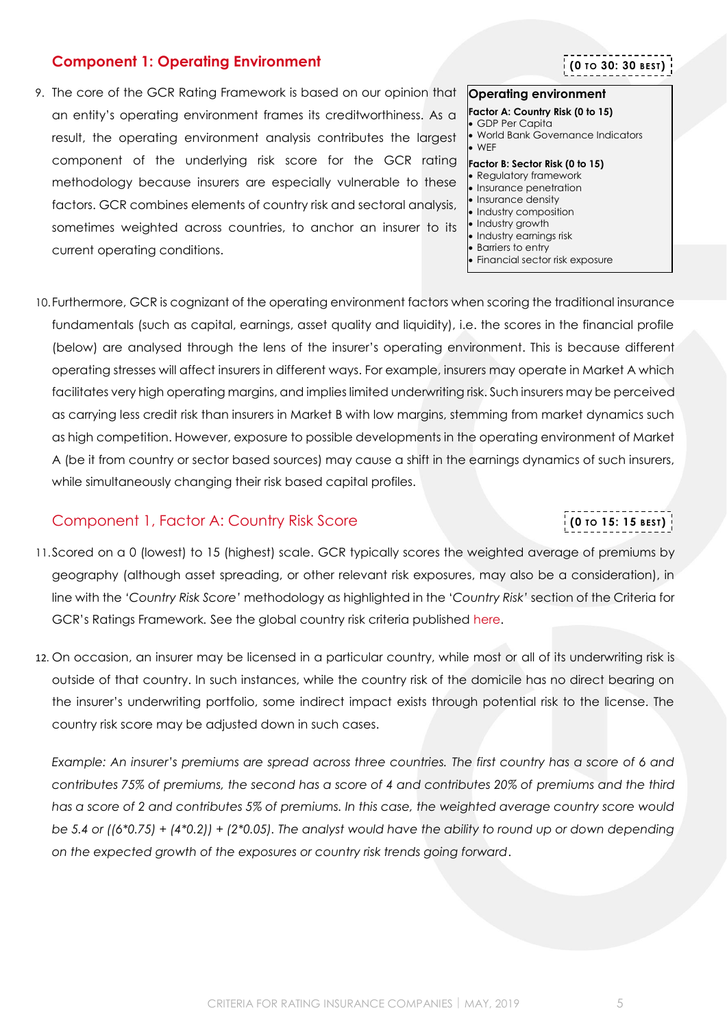## Component 1: Operating Environment

**(0 to 30: 30 best)**

9. The core of the GCR Rating Framework is based on our opinion that an entity's operating environment frames its creditworthiness. As a result, the operating environment analysis contributes the largest component of the underlying risk score for the GCR rating methodology because insurers are especially vulnerable to these factors. GCR combines elements of country risk and sectoral analysis, sometimes weighted across countries, to anchor an insurer to its current operating conditions.

**Operating environment**

**Factor A: Country Risk (0 to 15)**
- GDP Per Capita
- World Bank Governance Indicators
- WEF

**Factor B: Sector Risk (0 to 15)**
- Regulatory framework
- Insurance penetration
- Insurance density
- Industry composition
- Industry growth
- Industry earnings risk
- Barriers to entry
- Financial sector risk exposure

10. Furthermore, GCR is cognizant of the operating environment factors when scoring the traditional insurance fundamentals (such as capital, earnings, asset quality and liquidity), i.e. the scores in the financial profile (below) are analysed through the lens of the insurer's operating environment. This is because different operating stresses will affect insurers in different ways. For example, insurers may operate in Market A which facilitates very high operating margins, and implies limited underwriting risk. Such insurers may be perceived as carrying less credit risk than insurers in Market B with low margins, stemming from market dynamics such as high competition. However, exposure to possible developments in the operating environment of Market A (be it from country or sector based sources) may cause a shift in the earnings dynamics of such insurers, while simultaneously changing their risk based capital profiles.

### Component 1, Factor A: Country Risk Score

**(0 to 15: 15 best)**

11. Scored on a 0 (lowest) to 15 (highest) scale. GCR typically scores the weighted average of premiums by geography (although asset spreading, or other relevant risk exposures, may also be a consideration), in line with the '*Country Risk Score*' methodology as highlighted in the '*Country Risk*' section of the Criteria for GCR's Ratings Framework. See the global country risk criteria published here.

12. On occasion, an insurer may be licensed in a particular country, while most or all of its underwriting risk is outside of that country. In such instances, while the country risk of the domicile has no direct bearing on the insurer's underwriting portfolio, some indirect impact exists through potential risk to the license. The country risk score may be adjusted down in such cases.

*Example: An insurer's premiums are spread across three countries. The first country has a score of 6 and contributes 75% of premiums, the second has a score of 4 and contributes 20% of premiums and the third has a score of 2 and contributes 5% of premiums. In this case, the weighted average country score would be 5.4 or ((6*0.75) + (4*0.2)) + (2*0.05). The analyst would have the ability to round up or down depending on the expected growth of the exposures or country risk trends going forward.*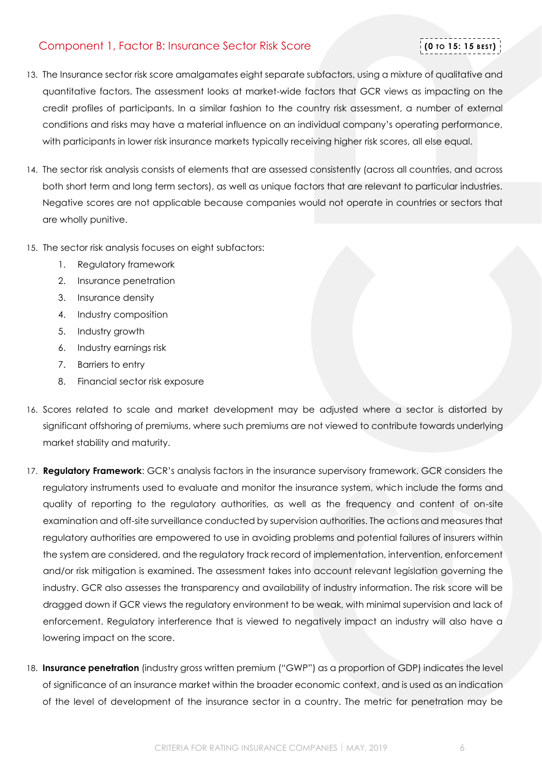## Component 1, Factor B: Insurance Sector Risk Score

**(0 TO 15: 15 BEST)**

13. The Insurance sector risk score amalgamates eight separate subfactors, using a mixture of qualitative and quantitative factors. The assessment looks at market-wide factors that GCR views as impacting on the credit profiles of participants. In a similar fashion to the country risk assessment, a number of external conditions and risks may have a material influence on an individual company's operating performance, with participants in lower risk insurance markets typically receiving higher risk scores, all else equal.

14. The sector risk analysis consists of elements that are assessed consistently (across all countries, and across both short term and long term sectors), as well as unique factors that are relevant to particular industries. Negative scores are not applicable because companies would not operate in countries or sectors that are wholly punitive.

15. The sector risk analysis focuses on eight subfactors:
    1. Regulatory framework
    2. Insurance penetration
    3. Insurance density
    4. Industry composition
    5. Industry growth
    6. Industry earnings risk
    7. Barriers to entry
    8. Financial sector risk exposure

16. Scores related to scale and market development may be adjusted where a sector is distorted by significant offshoring of premiums, where such premiums are not viewed to contribute towards underlying market stability and maturity.

17. **Regulatory Framework**: GCR's analysis factors in the insurance supervisory framework. GCR considers the regulatory instruments used to evaluate and monitor the insurance system, which include the forms and quality of reporting to the regulatory authorities, as well as the frequency and content of on-site examination and off-site surveillance conducted by supervision authorities. The actions and measures that regulatory authorities are empowered to use in avoiding problems and potential failures of insurers within the system are considered, and the regulatory track record of implementation, intervention, enforcement and/or risk mitigation is examined. The assessment takes into account relevant legislation governing the industry. GCR also assesses the transparency and availability of industry information. The risk score will be dragged down if GCR views the regulatory environment to be weak, with minimal supervision and lack of enforcement. Regulatory interference that is viewed to negatively impact an industry will also have a lowering impact on the score.

18. **Insurance penetration** (industry gross written premium ("GWP") as a proportion of GDP) indicates the level of significance of an insurance market within the broader economic context, and is used as an indication of the level of development of the insurance sector in a country. The metric for penetration may be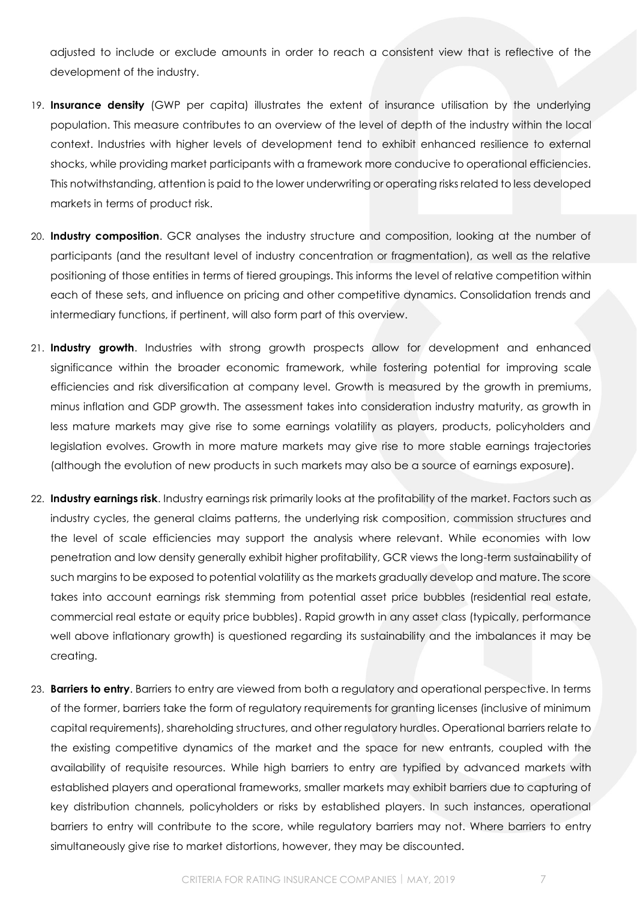adjusted to include or exclude amounts in order to reach a consistent view that is reflective of the development of the industry.

19. **Insurance density** (GWP per capita) illustrates the extent of insurance utilisation by the underlying population. This measure contributes to an overview of the level of depth of the industry within the local context. Industries with higher levels of development tend to exhibit enhanced resilience to external shocks, while providing market participants with a framework more conducive to operational efficiencies. This notwithstanding, attention is paid to the lower underwriting or operating risks related to less developed markets in terms of product risk.

20. **Industry composition**. GCR analyses the industry structure and composition, looking at the number of participants (and the resultant level of industry concentration or fragmentation), as well as the relative positioning of those entities in terms of tiered groupings. This informs the level of relative competition within each of these sets, and influence on pricing and other competitive dynamics. Consolidation trends and intermediary functions, if pertinent, will also form part of this overview.

21. **Industry growth**. Industries with strong growth prospects allow for development and enhanced significance within the broader economic framework, while fostering potential for improving scale efficiencies and risk diversification at company level. Growth is measured by the growth in premiums, minus inflation and GDP growth. The assessment takes into consideration industry maturity, as growth in less mature markets may give rise to some earnings volatility as players, products, policyholders and legislation evolves. Growth in more mature markets may give rise to more stable earnings trajectories (although the evolution of new products in such markets may also be a source of earnings exposure).

22. **Industry earnings risk**. Industry earnings risk primarily looks at the profitability of the market. Factors such as industry cycles, the general claims patterns, the underlying risk composition, commission structures and the level of scale efficiencies may support the analysis where relevant. While economies with low penetration and low density generally exhibit higher profitability, GCR views the long-term sustainability of such margins to be exposed to potential volatility as the markets gradually develop and mature. The score takes into account earnings risk stemming from potential asset price bubbles (residential real estate, commercial real estate or equity price bubbles). Rapid growth in any asset class (typically, performance well above inflationary growth) is questioned regarding its sustainability and the imbalances it may be creating.

23. **Barriers to entry**. Barriers to entry are viewed from both a regulatory and operational perspective. In terms of the former, barriers take the form of regulatory requirements for granting licenses (inclusive of minimum capital requirements), shareholding structures, and other regulatory hurdles. Operational barriers relate to the existing competitive dynamics of the market and the space for new entrants, coupled with the availability of requisite resources. While high barriers to entry are typified by advanced markets with established players and operational frameworks, smaller markets may exhibit barriers due to capturing of key distribution channels, policyholders or risks by established players. In such instances, operational barriers to entry will contribute to the score, while regulatory barriers may not. Where barriers to entry simultaneously give rise to market distortions, however, they may be discounted.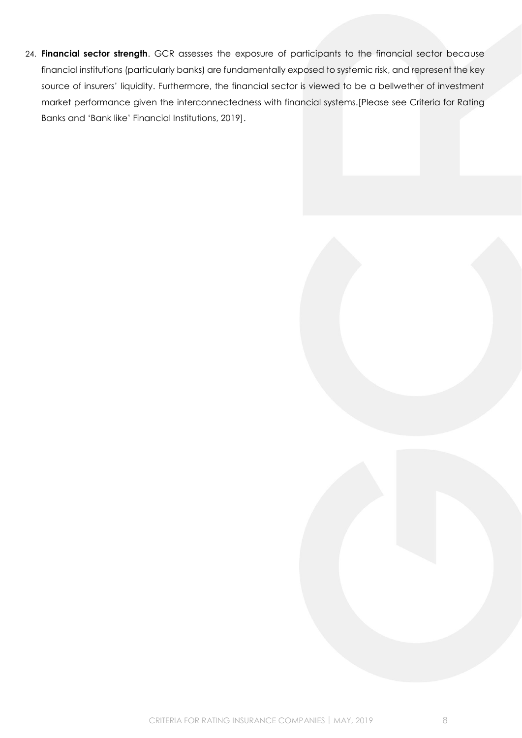24. **Financial sector strength**. GCR assesses the exposure of participants to the financial sector because financial institutions (particularly banks) are fundamentally exposed to systemic risk, and represent the key source of insurers' liquidity. Furthermore, the financial sector is viewed to be a bellwether of investment market performance given the interconnectedness with financial systems.[Please see Criteria for Rating Banks and 'Bank like' Financial Institutions, 2019].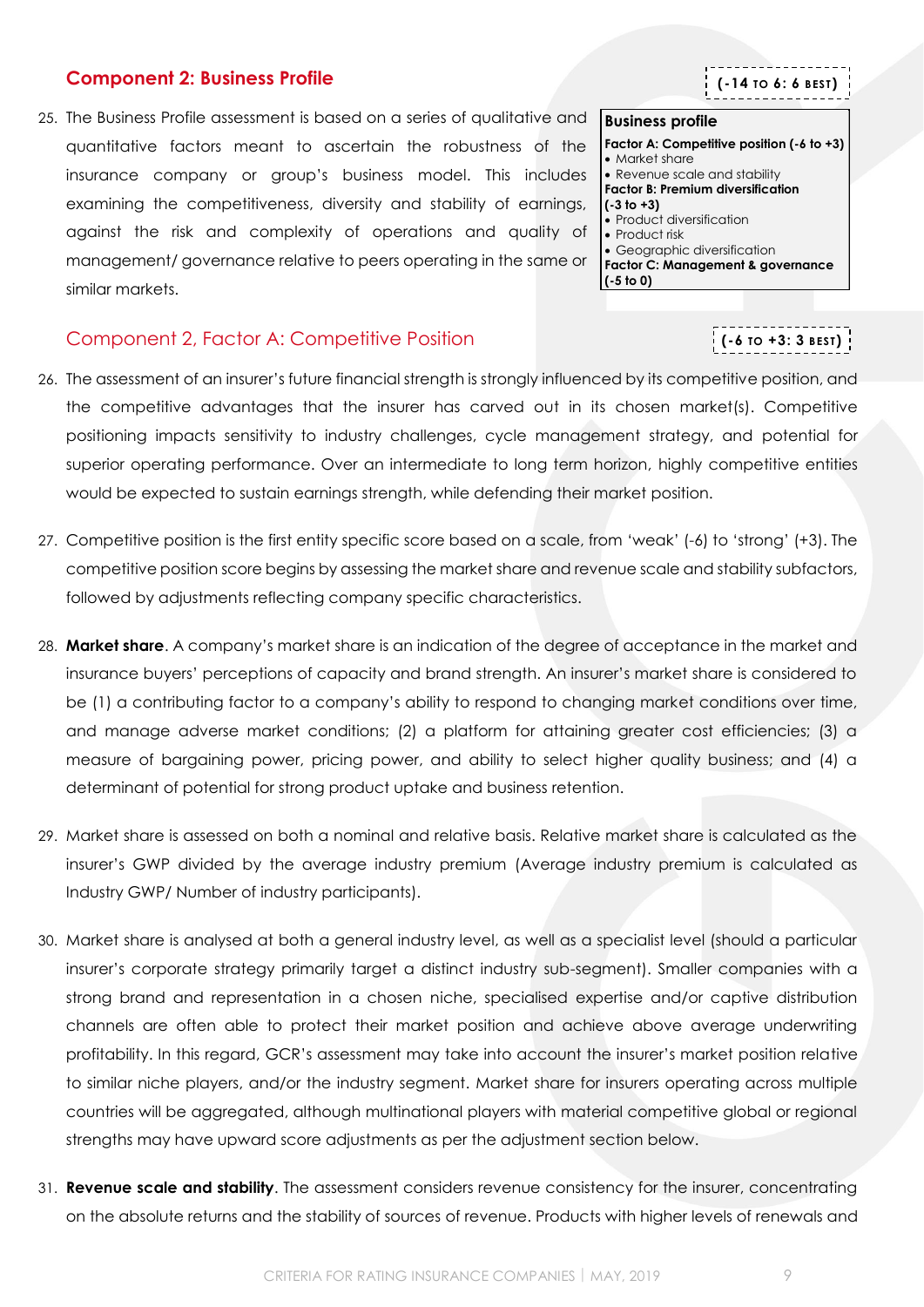## Component 2: Business Profile

**(-14 TO 6: 6 BEST)**

25. The Business Profile assessment is based on a series of qualitative and quantitative factors meant to ascertain the robustness of the insurance company or group's business model. This includes examining the competitiveness, diversity and stability of earnings, against the risk and complexity of operations and quality of management/ governance relative to peers operating in the same or similar markets.

**Business profile**

**Factor A: Competitive position (-6 to +3)**
- Market share
- Revenue scale and stability

**Factor B: Premium diversification (-3 to +3)**
- Product diversification
- Product risk
- Geographic diversification

**Factor C: Management & governance (-5 to 0)**

### Component 2, Factor A: Competitive Position

**(-6 TO +3: 3 BEST)**

26. The assessment of an insurer's future financial strength is strongly influenced by its competitive position, and the competitive advantages that the insurer has carved out in its chosen market(s). Competitive positioning impacts sensitivity to industry challenges, cycle management strategy, and potential for superior operating performance. Over an intermediate to long term horizon, highly competitive entities would be expected to sustain earnings strength, while defending their market position.

27. Competitive position is the first entity specific score based on a scale, from 'weak' (-6) to 'strong' (+3). The competitive position score begins by assessing the market share and revenue scale and stability subfactors, followed by adjustments reflecting company specific characteristics.

28. **Market share**. A company's market share is an indication of the degree of acceptance in the market and insurance buyers' perceptions of capacity and brand strength. An insurer's market share is considered to be (1) a contributing factor to a company's ability to respond to changing market conditions over time, and manage adverse market conditions; (2) a platform for attaining greater cost efficiencies; (3) a measure of bargaining power, pricing power, and ability to select higher quality business; and (4) a determinant of potential for strong product uptake and business retention.

29. Market share is assessed on both a nominal and relative basis. Relative market share is calculated as the insurer's GWP divided by the average industry premium (Average industry premium is calculated as Industry GWP/ Number of industry participants).

30. Market share is analysed at both a general industry level, as well as a specialist level (should a particular insurer's corporate strategy primarily target a distinct industry sub-segment). Smaller companies with a strong brand and representation in a chosen niche, specialised expertise and/or captive distribution channels are often able to protect their market position and achieve above average underwriting profitability. In this regard, GCR's assessment may take into account the insurer's market position relative to similar niche players, and/or the industry segment. Market share for insurers operating across multiple countries will be aggregated, although multinational players with material competitive global or regional strengths may have upward score adjustments as per the adjustment section below.

31. **Revenue scale and stability**. The assessment considers revenue consistency for the insurer, concentrating on the absolute returns and the stability of sources of revenue. Products with higher levels of renewals and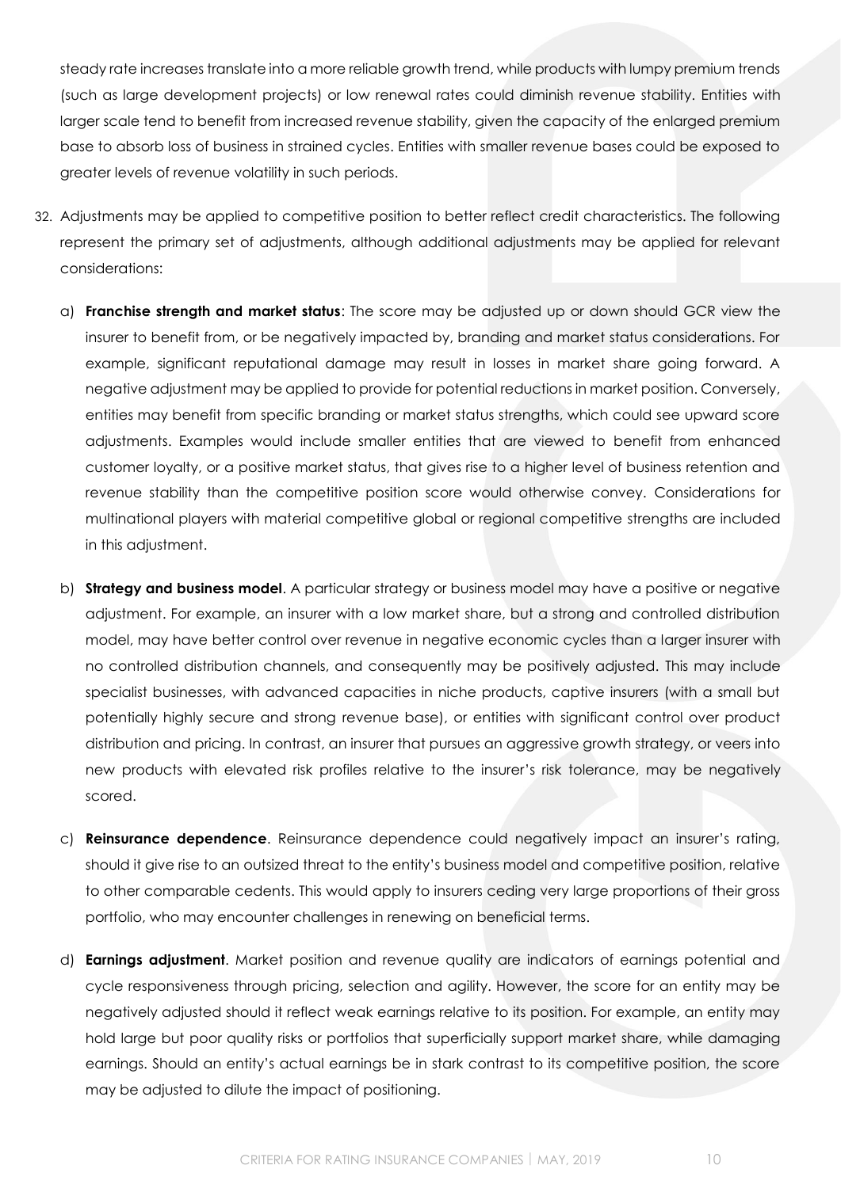steady rate increases translate into a more reliable growth trend, while products with lumpy premium trends (such as large development projects) or low renewal rates could diminish revenue stability. Entities with larger scale tend to benefit from increased revenue stability, given the capacity of the enlarged premium base to absorb loss of business in strained cycles. Entities with smaller revenue bases could be exposed to greater levels of revenue volatility in such periods.

32. Adjustments may be applied to competitive position to better reflect credit characteristics. The following represent the primary set of adjustments, although additional adjustments may be applied for relevant considerations:

    a) **Franchise strength and market status**: The score may be adjusted up or down should GCR view the insurer to benefit from, or be negatively impacted by, branding and market status considerations. For example, significant reputational damage may result in losses in market share going forward. A negative adjustment may be applied to provide for potential reductions in market position. Conversely, entities may benefit from specific branding or market status strengths, which could see upward score adjustments. Examples would include smaller entities that are viewed to benefit from enhanced customer loyalty, or a positive market status, that gives rise to a higher level of business retention and revenue stability than the competitive position score would otherwise convey. Considerations for multinational players with material competitive global or regional competitive strengths are included in this adjustment.

    b) **Strategy and business model**. A particular strategy or business model may have a positive or negative adjustment. For example, an insurer with a low market share, but a strong and controlled distribution model, may have better control over revenue in negative economic cycles than a larger insurer with no controlled distribution channels, and consequently may be positively adjusted. This may include specialist businesses, with advanced capacities in niche products, captive insurers (with a small but potentially highly secure and strong revenue base), or entities with significant control over product distribution and pricing. In contrast, an insurer that pursues an aggressive growth strategy, or veers into new products with elevated risk profiles relative to the insurer's risk tolerance, may be negatively scored.

    c) **Reinsurance dependence**. Reinsurance dependence could negatively impact an insurer's rating, should it give rise to an outsized threat to the entity's business model and competitive position, relative to other comparable cedents. This would apply to insurers ceding very large proportions of their gross portfolio, who may encounter challenges in renewing on beneficial terms.

    d) **Earnings adjustment**. Market position and revenue quality are indicators of earnings potential and cycle responsiveness through pricing, selection and agility. However, the score for an entity may be negatively adjusted should it reflect weak earnings relative to its position. For example, an entity may hold large but poor quality risks or portfolios that superficially support market share, while damaging earnings. Should an entity's actual earnings be in stark contrast to its competitive position, the score may be adjusted to dilute the impact of positioning.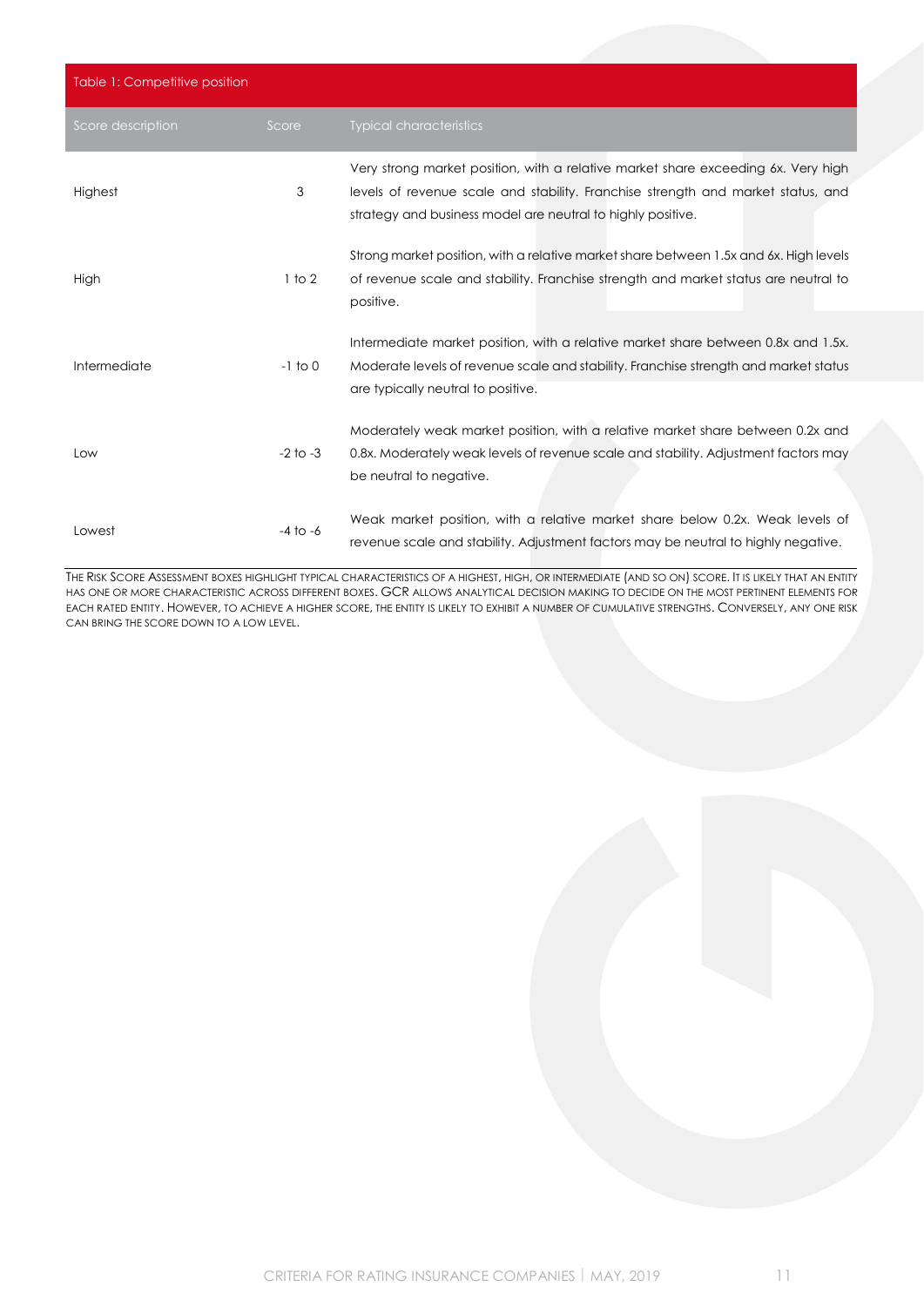Table 1: Competitive position

| Score description | Score | Typical characteristics |
|---|---|---|
| Highest | 3 | Very strong market position, with a relative market share exceeding 6x. Very high levels of revenue scale and stability. Franchise strength and market status, and strategy and business model are neutral to highly positive. |
| High | 1 to 2 | Strong market position, with a relative market share between 1.5x and 6x. High levels of revenue scale and stability. Franchise strength and market status are neutral to positive. |
| Intermediate | -1 to 0 | Intermediate market position, with a relative market share between 0.8x and 1.5x. Moderate levels of revenue scale and stability. Franchise strength and market status are typically neutral to positive. |
| Low | -2 to -3 | Moderately weak market position, with a relative market share between 0.2x and 0.8x. Moderately weak levels of revenue scale and stability. Adjustment factors may be neutral to negative. |
| Lowest | -4 to -6 | Weak market position, with a relative market share below 0.2x. Weak levels of revenue scale and stability. Adjustment factors may be neutral to highly negative. |

THE RISK SCORE ASSESSMENT BOXES HIGHLIGHT TYPICAL CHARACTERISTICS OF A HIGHEST, HIGH, OR INTERMEDIATE (AND SO ON) SCORE. IT IS LIKELY THAT AN ENTITY HAS ONE OR MORE CHARACTERISTIC ACROSS DIFFERENT BOXES. GCR ALLOWS ANALYTICAL DECISION MAKING TO DECIDE ON THE MOST PERTINENT ELEMENTS FOR EACH RATED ENTITY. HOWEVER, TO ACHIEVE A HIGHER SCORE, THE ENTITY IS LIKELY TO EXHIBIT A NUMBER OF CUMULATIVE STRENGTHS. CONVERSELY, ANY ONE RISK CAN BRING THE SCORE DOWN TO A LOW LEVEL.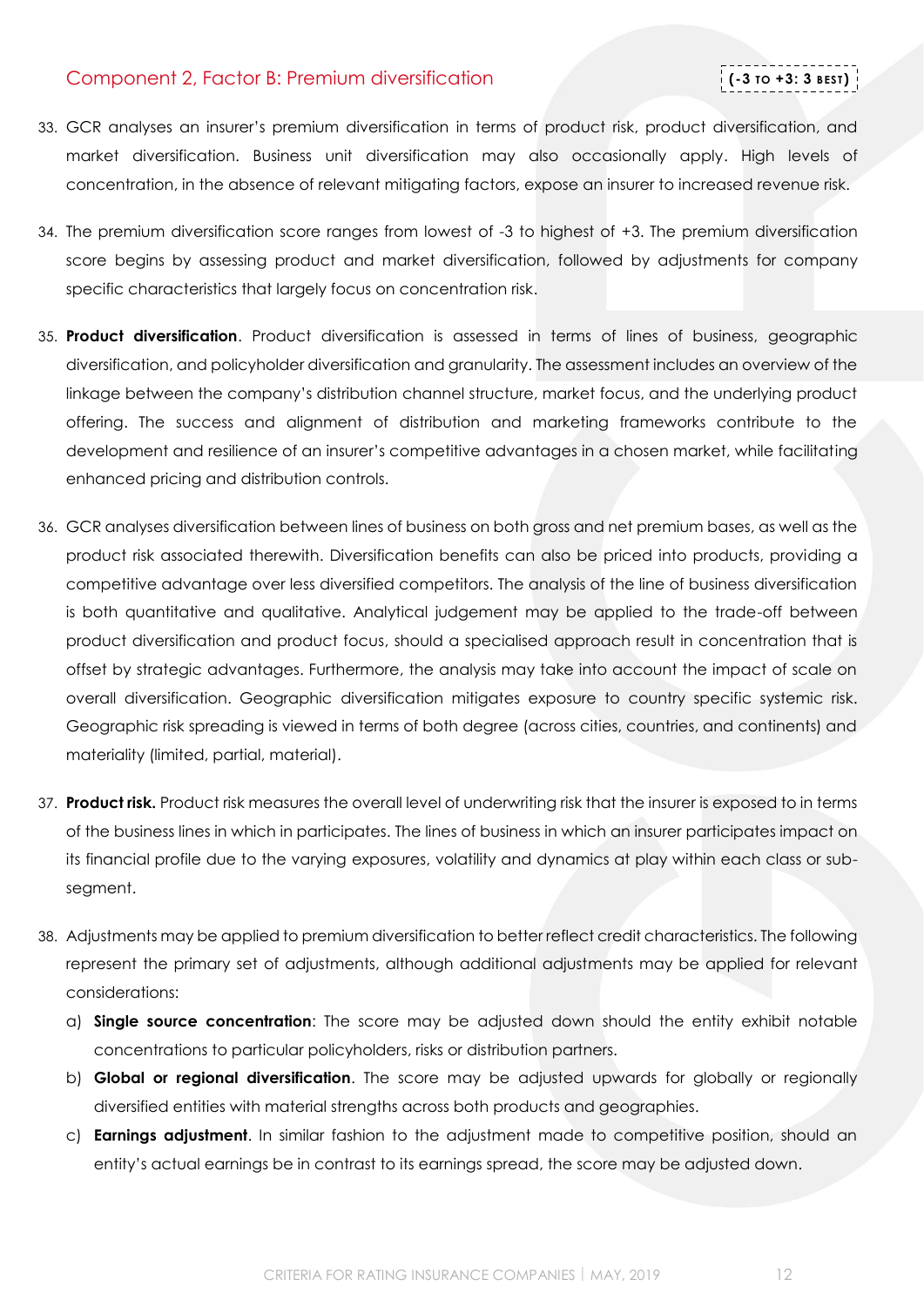## Component 2, Factor B: Premium diversification

**(-3 TO +3: 3 BEST)**

33. GCR analyses an insurer's premium diversification in terms of product risk, product diversification, and market diversification. Business unit diversification may also occasionally apply. High levels of concentration, in the absence of relevant mitigating factors, expose an insurer to increased revenue risk.

34. The premium diversification score ranges from lowest of -3 to highest of +3. The premium diversification score begins by assessing product and market diversification, followed by adjustments for company specific characteristics that largely focus on concentration risk.

35. **Product diversification**. Product diversification is assessed in terms of lines of business, geographic diversification, and policyholder diversification and granularity. The assessment includes an overview of the linkage between the company's distribution channel structure, market focus, and the underlying product offering. The success and alignment of distribution and marketing frameworks contribute to the development and resilience of an insurer's competitive advantages in a chosen market, while facilitating enhanced pricing and distribution controls.

36. GCR analyses diversification between lines of business on both gross and net premium bases, as well as the product risk associated therewith. Diversification benefits can also be priced into products, providing a competitive advantage over less diversified competitors. The analysis of the line of business diversification is both quantitative and qualitative. Analytical judgement may be applied to the trade-off between product diversification and product focus, should a specialised approach result in concentration that is offset by strategic advantages. Furthermore, the analysis may take into account the impact of scale on overall diversification. Geographic diversification mitigates exposure to country specific systemic risk. Geographic risk spreading is viewed in terms of both degree (across cities, countries, and continents) and materiality (limited, partial, material).

37. **Product risk.** Product risk measures the overall level of underwriting risk that the insurer is exposed to in terms of the business lines in which in participates. The lines of business in which an insurer participates impact on its financial profile due to the varying exposures, volatility and dynamics at play within each class or sub-segment.

38. Adjustments may be applied to premium diversification to better reflect credit characteristics. The following represent the primary set of adjustments, although additional adjustments may be applied for relevant considerations:
    a) **Single source concentration**: The score may be adjusted down should the entity exhibit notable concentrations to particular policyholders, risks or distribution partners.
    b) **Global or regional diversification**. The score may be adjusted upwards for globally or regionally diversified entities with material strengths across both products and geographies.
    c) **Earnings adjustment**. In similar fashion to the adjustment made to competitive position, should an entity's actual earnings be in contrast to its earnings spread, the score may be adjusted down.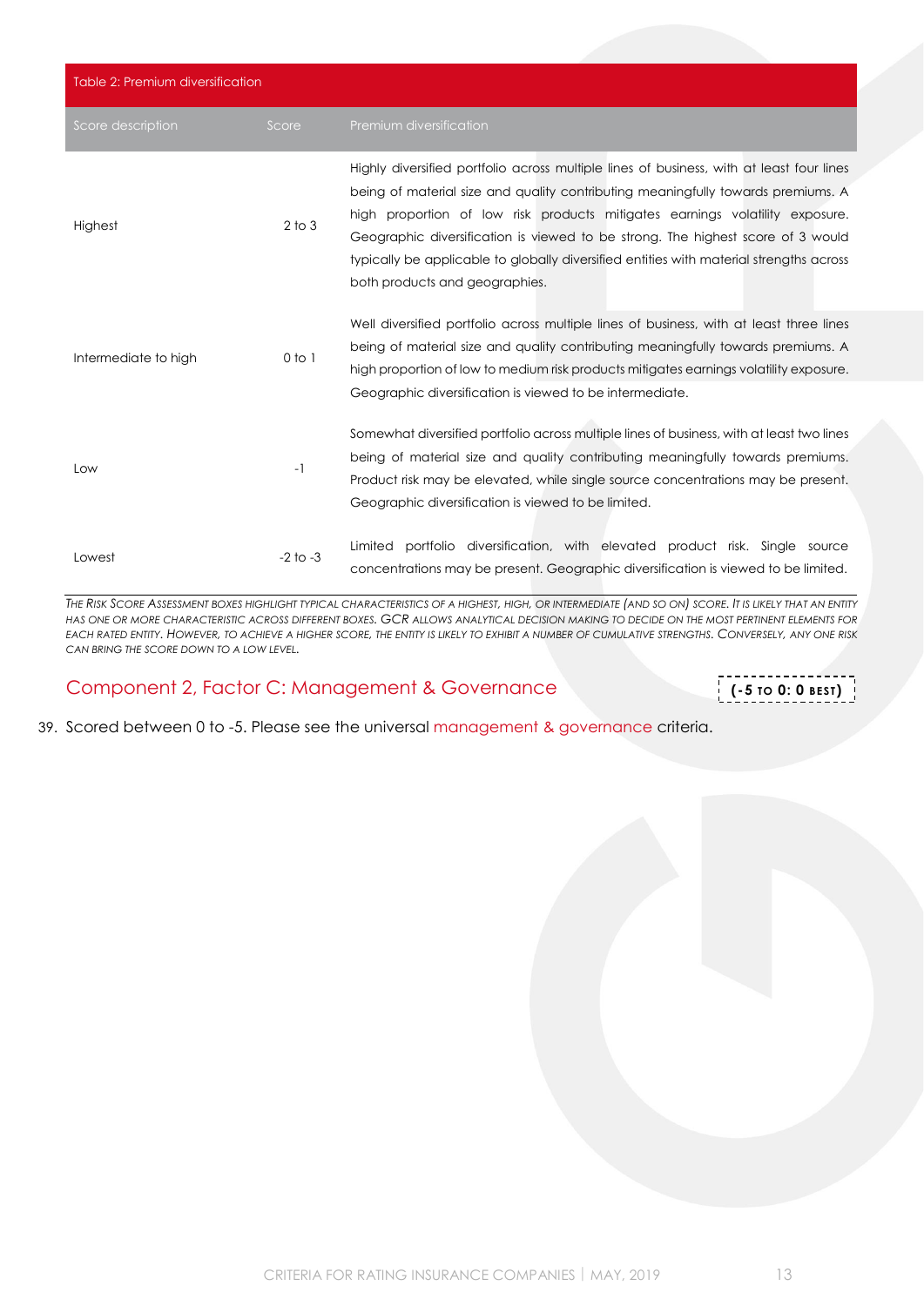Table 2: Premium diversification

| Score description | Score | Premium diversification |
|---|---|---|
| Highest | 2 to 3 | Highly diversified portfolio across multiple lines of business, with at least four lines being of material size and quality contributing meaningfully towards premiums. A high proportion of low risk products mitigates earnings volatility exposure. Geographic diversification is viewed to be strong. The highest score of 3 would typically be applicable to globally diversified entities with material strengths across both products and geographies. |
| Intermediate to high | 0 to 1 | Well diversified portfolio across multiple lines of business, with at least three lines being of material size and quality contributing meaningfully towards premiums. A high proportion of low to medium risk products mitigates earnings volatility exposure. Geographic diversification is viewed to be intermediate. |
| Low | -1 | Somewhat diversified portfolio across multiple lines of business, with at least two lines being of material size and quality contributing meaningfully towards premiums. Product risk may be elevated, while single source concentrations may be present. Geographic diversification is viewed to be limited. |
| Lowest | -2 to -3 | Limited portfolio diversification, with elevated product risk. Single source concentrations may be present. Geographic diversification is viewed to be limited. |

*THE RISK SCORE ASSESSMENT BOXES HIGHLIGHT TYPICAL CHARACTERISTICS OF A HIGHEST, HIGH, OR INTERMEDIATE (AND SO ON) SCORE. IT IS LIKELY THAT AN ENTITY HAS ONE OR MORE CHARACTERISTIC ACROSS DIFFERENT BOXES. GCR ALLOWS ANALYTICAL DECISION MAKING TO DECIDE ON THE MOST PERTINENT ELEMENTS FOR EACH RATED ENTITY. HOWEVER, TO ACHIEVE A HIGHER SCORE, THE ENTITY IS LIKELY TO EXHIBIT A NUMBER OF CUMULATIVE STRENGTHS. CONVERSELY, ANY ONE RISK CAN BRING THE SCORE DOWN TO A LOW LEVEL.*

## Component 2, Factor C: Management & Governance

**(-5 TO 0: 0 BEST)**

39. Scored between 0 to -5. Please see the universal management & governance criteria.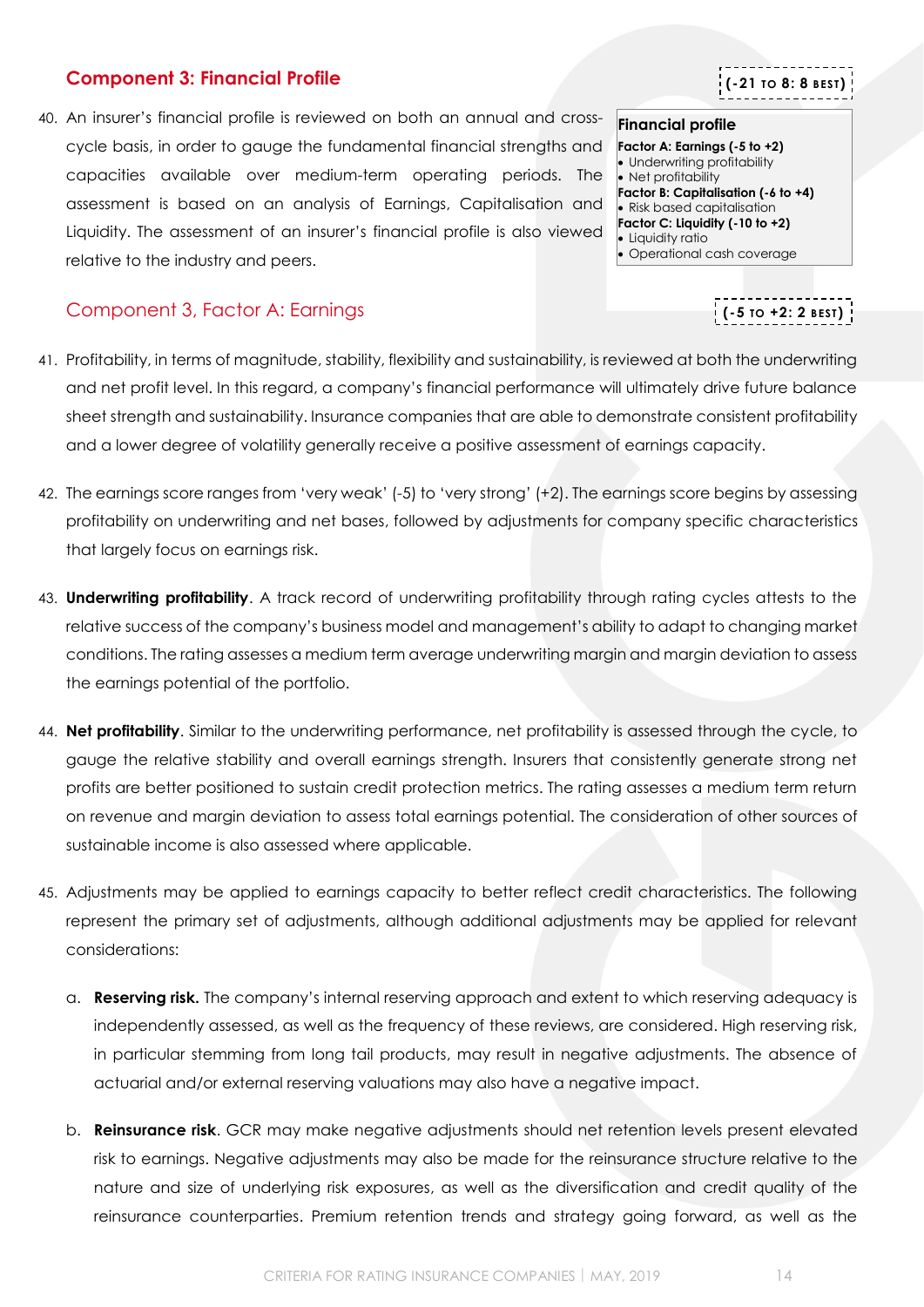## Component 3: Financial Profile

**(-21 to 8: 8 best)**

40. An insurer's financial profile is reviewed on both an annual and cross-cycle basis, in order to gauge the fundamental financial strengths and capacities available over medium-term operating periods. The assessment is based on an analysis of Earnings, Capitalisation and Liquidity. The assessment of an insurer's financial profile is also viewed relative to the industry and peers.

> **Financial profile**
> **Factor A: Earnings (-5 to +2)**
> - Underwriting profitability
> - Net profitability
>
> **Factor B: Capitalisation (-6 to +4)**
> - Risk based capitalisation
>
> **Factor C: Liquidity (-10 to +2)**
> - Liquidity ratio
> - Operational cash coverage

### Component 3, Factor A: Earnings

**(-5 to +2: 2 best)**

41. Profitability, in terms of magnitude, stability, flexibility and sustainability, is reviewed at both the underwriting and net profit level. In this regard, a company's financial performance will ultimately drive future balance sheet strength and sustainability. Insurance companies that are able to demonstrate consistent profitability and a lower degree of volatility generally receive a positive assessment of earnings capacity.

42. The earnings score ranges from 'very weak' (-5) to 'very strong' (+2). The earnings score begins by assessing profitability on underwriting and net bases, followed by adjustments for company specific characteristics that largely focus on earnings risk.

43. **Underwriting profitability**. A track record of underwriting profitability through rating cycles attests to the relative success of the company's business model and management's ability to adapt to changing market conditions. The rating assesses a medium term average underwriting margin and margin deviation to assess the earnings potential of the portfolio.

44. **Net profitability**. Similar to the underwriting performance, net profitability is assessed through the cycle, to gauge the relative stability and overall earnings strength. Insurers that consistently generate strong net profits are better positioned to sustain credit protection metrics. The rating assesses a medium term return on revenue and margin deviation to assess total earnings potential. The consideration of other sources of sustainable income is also assessed where applicable.

45. Adjustments may be applied to earnings capacity to better reflect credit characteristics. The following represent the primary set of adjustments, although additional adjustments may be applied for relevant considerations:

    a. **Reserving risk.** The company's internal reserving approach and extent to which reserving adequacy is independently assessed, as well as the frequency of these reviews, are considered. High reserving risk, in particular stemming from long tail products, may result in negative adjustments. The absence of actuarial and/or external reserving valuations may also have a negative impact.

    b. **Reinsurance risk**. GCR may make negative adjustments should net retention levels present elevated risk to earnings. Negative adjustments may also be made for the reinsurance structure relative to the nature and size of underlying risk exposures, as well as the diversification and credit quality of the reinsurance counterparties. Premium retention trends and strategy going forward, as well as the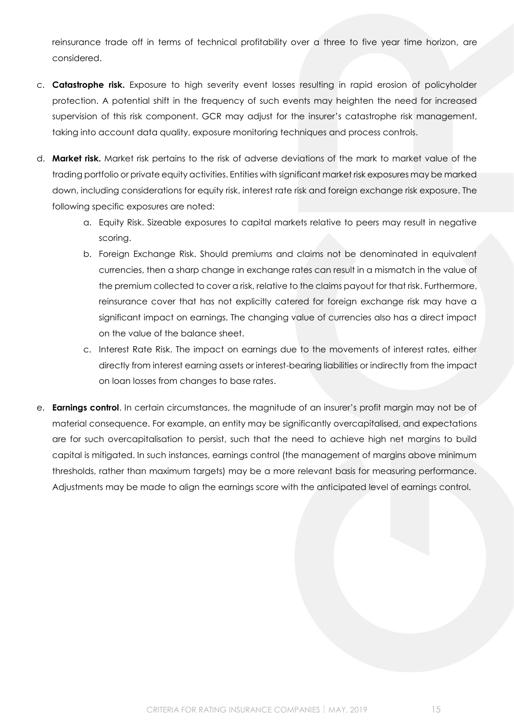reinsurance trade off in terms of technical profitability over a three to five year time horizon, are considered.

c. **Catastrophe risk.** Exposure to high severity event losses resulting in rapid erosion of policyholder protection. A potential shift in the frequency of such events may heighten the need for increased supervision of this risk component. GCR may adjust for the insurer's catastrophe risk management, taking into account data quality, exposure monitoring techniques and process controls.

d. **Market risk.** Market risk pertains to the risk of adverse deviations of the mark to market value of the trading portfolio or private equity activities. Entities with significant market risk exposures may be marked down, including considerations for equity risk, interest rate risk and foreign exchange risk exposure. The following specific exposures are noted:

   a. Equity Risk. Sizeable exposures to capital markets relative to peers may result in negative scoring.

   b. Foreign Exchange Risk. Should premiums and claims not be denominated in equivalent currencies, then a sharp change in exchange rates can result in a mismatch in the value of the premium collected to cover a risk, relative to the claims payout for that risk. Furthermore, reinsurance cover that has not explicitly catered for foreign exchange risk may have a significant impact on earnings. The changing value of currencies also has a direct impact on the value of the balance sheet.

   c. Interest Rate Risk. The impact on earnings due to the movements of interest rates, either directly from interest earning assets or interest-bearing liabilities or indirectly from the impact on loan losses from changes to base rates.

e. **Earnings control**. In certain circumstances, the magnitude of an insurer's profit margin may not be of material consequence. For example, an entity may be significantly overcapitalised, and expectations are for such overcapitalisation to persist, such that the need to achieve high net margins to build capital is mitigated. In such instances, earnings control (the management of margins above minimum thresholds, rather than maximum targets) may be a more relevant basis for measuring performance. Adjustments may be made to align the earnings score with the anticipated level of earnings control.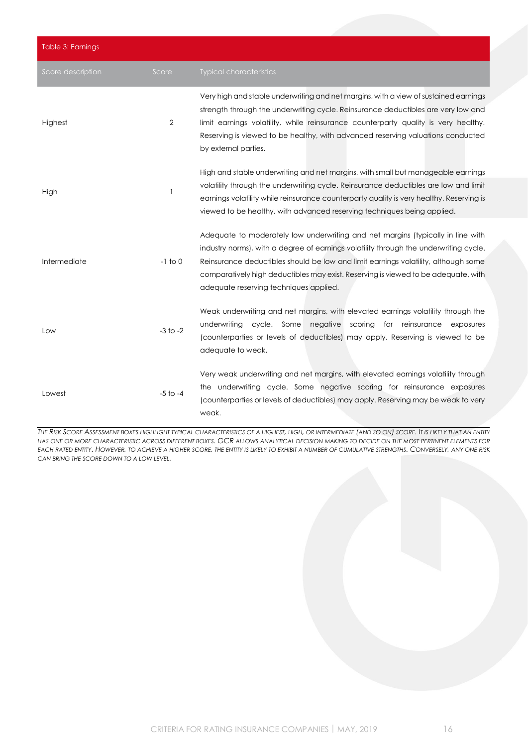Table 3: Earnings

| Score description | Score | Typical characteristics |
|---|---|---|
| Highest | 2 | Very high and stable underwriting and net margins, with a view of sustained earnings strength through the underwriting cycle. Reinsurance deductibles are very low and limit earnings volatility, while reinsurance counterparty quality is very healthy. Reserving is viewed to be healthy, with advanced reserving valuations conducted by external parties. |
| High | 1 | High and stable underwriting and net margins, with small but manageable earnings volatility through the underwriting cycle. Reinsurance deductibles are low and limit earnings volatility while reinsurance counterparty quality is very healthy. Reserving is viewed to be healthy, with advanced reserving techniques being applied. |
| Intermediate | -1 to 0 | Adequate to moderately low underwriting and net margins (typically in line with industry norms), with a degree of earnings volatility through the underwriting cycle. Reinsurance deductibles should be low and limit earnings volatility, although some comparatively high deductibles may exist. Reserving is viewed to be adequate, with adequate reserving techniques applied. |
| Low | -3 to -2 | Weak underwriting and net margins, with elevated earnings volatility through the underwriting cycle. Some negative scoring for reinsurance exposures (counterparties or levels of deductibles) may apply. Reserving is viewed to be adequate to weak. |
| Lowest | -5 to -4 | Very weak underwriting and net margins, with elevated earnings volatility through the underwriting cycle. Some negative scoring for reinsurance exposures (counterparties or levels of deductibles) may apply. Reserving may be weak to very weak. |

*The Risk Score Assessment boxes highlight typical characteristics of a highest, high, or intermediate (and so on) score. It is likely that an entity has one or more characteristic across different boxes. GCR allows analytical decision making to decide on the most pertinent elements for each rated entity. However, to achieve a higher score, the entity is likely to exhibit a number of cumulative strengths. Conversely, any one risk can bring the score down to a low level.*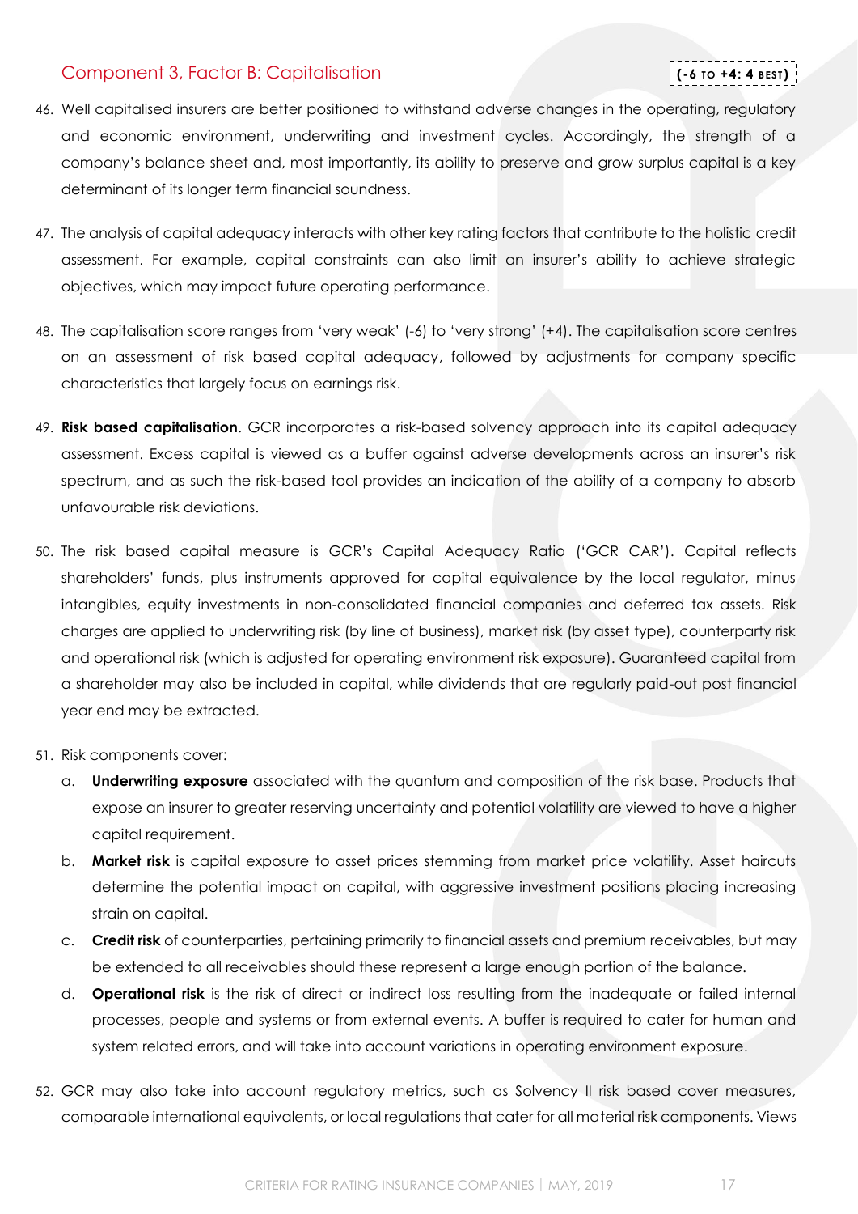## Component 3, Factor B: Capitalisation

**(-6 TO +4: 4 BEST)**

46. Well capitalised insurers are better positioned to withstand adverse changes in the operating, regulatory and economic environment, underwriting and investment cycles. Accordingly, the strength of a company's balance sheet and, most importantly, its ability to preserve and grow surplus capital is a key determinant of its longer term financial soundness.

47. The analysis of capital adequacy interacts with other key rating factors that contribute to the holistic credit assessment. For example, capital constraints can also limit an insurer's ability to achieve strategic objectives, which may impact future operating performance.

48. The capitalisation score ranges from 'very weak' (-6) to 'very strong' (+4). The capitalisation score centres on an assessment of risk based capital adequacy, followed by adjustments for company specific characteristics that largely focus on earnings risk.

49. **Risk based capitalisation**. GCR incorporates a risk-based solvency approach into its capital adequacy assessment. Excess capital is viewed as a buffer against adverse developments across an insurer's risk spectrum, and as such the risk-based tool provides an indication of the ability of a company to absorb unfavourable risk deviations.

50. The risk based capital measure is GCR's Capital Adequacy Ratio ('GCR CAR'). Capital reflects shareholders' funds, plus instruments approved for capital equivalence by the local regulator, minus intangibles, equity investments in non-consolidated financial companies and deferred tax assets. Risk charges are applied to underwriting risk (by line of business), market risk (by asset type), counterparty risk and operational risk (which is adjusted for operating environment risk exposure). Guaranteed capital from a shareholder may also be included in capital, while dividends that are regularly paid-out post financial year end may be extracted.

51. Risk components cover:
    a. **Underwriting exposure** associated with the quantum and composition of the risk base. Products that expose an insurer to greater reserving uncertainty and potential volatility are viewed to have a higher capital requirement.
    b. **Market risk** is capital exposure to asset prices stemming from market price volatility. Asset haircuts determine the potential impact on capital, with aggressive investment positions placing increasing strain on capital.
    c. **Credit risk** of counterparties, pertaining primarily to financial assets and premium receivables, but may be extended to all receivables should these represent a large enough portion of the balance.
    d. **Operational risk** is the risk of direct or indirect loss resulting from the inadequate or failed internal processes, people and systems or from external events. A buffer is required to cater for human and system related errors, and will take into account variations in operating environment exposure.

52. GCR may also take into account regulatory metrics, such as Solvency II risk based cover measures, comparable international equivalents, or local regulations that cater for all material risk components. Views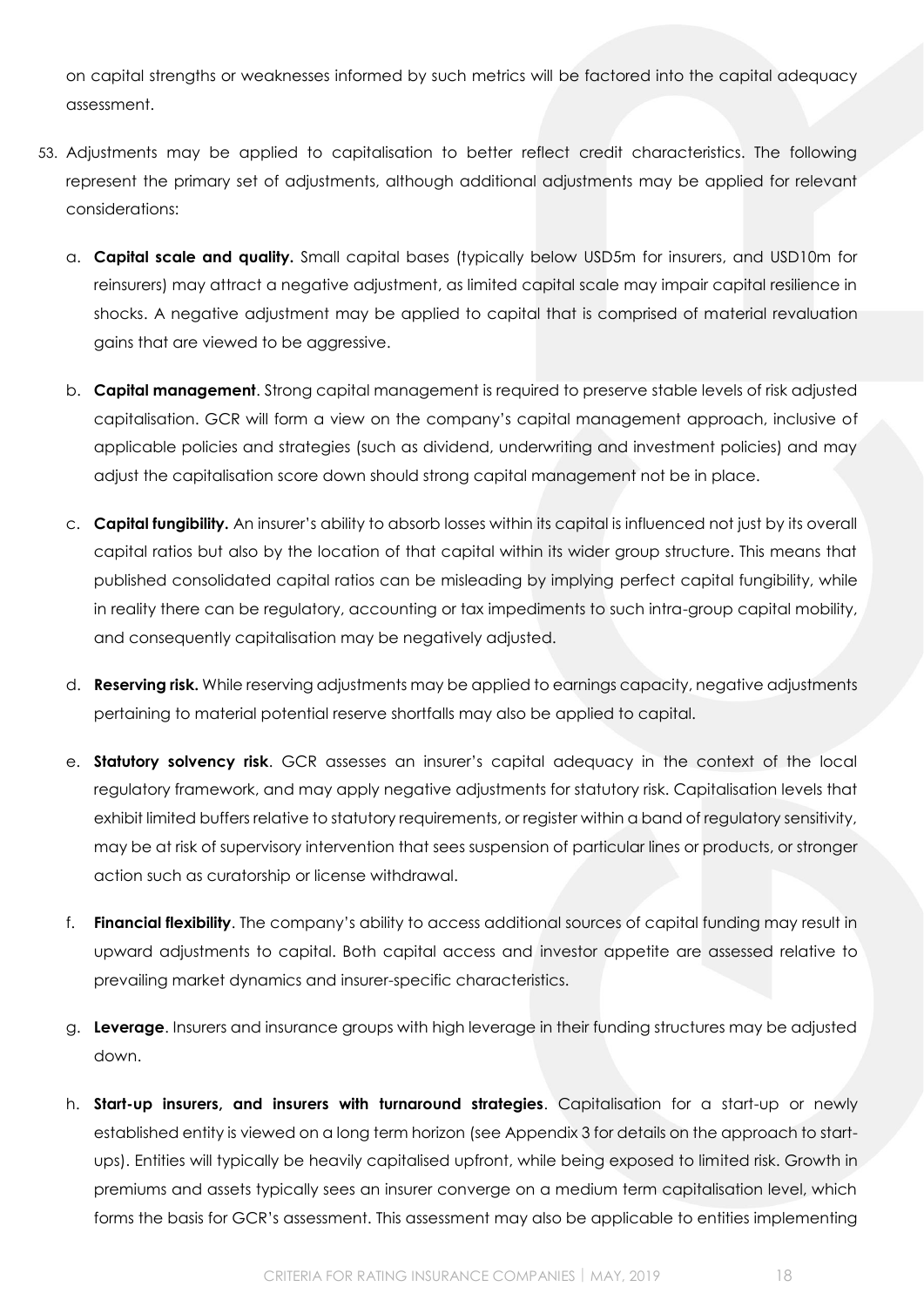on capital strengths or weaknesses informed by such metrics will be factored into the capital adequacy assessment.

53. Adjustments may be applied to capitalisation to better reflect credit characteristics. The following represent the primary set of adjustments, although additional adjustments may be applied for relevant considerations:

    a. **Capital scale and quality.** Small capital bases (typically below USD5m for insurers, and USD10m for reinsurers) may attract a negative adjustment, as limited capital scale may impair capital resilience in shocks. A negative adjustment may be applied to capital that is comprised of material revaluation gains that are viewed to be aggressive.

    b. **Capital management**. Strong capital management is required to preserve stable levels of risk adjusted capitalisation. GCR will form a view on the company's capital management approach, inclusive of applicable policies and strategies (such as dividend, underwriting and investment policies) and may adjust the capitalisation score down should strong capital management not be in place.

    c. **Capital fungibility.** An insurer's ability to absorb losses within its capital is influenced not just by its overall capital ratios but also by the location of that capital within its wider group structure. This means that published consolidated capital ratios can be misleading by implying perfect capital fungibility, while in reality there can be regulatory, accounting or tax impediments to such intra-group capital mobility, and consequently capitalisation may be negatively adjusted.

    d. **Reserving risk.** While reserving adjustments may be applied to earnings capacity, negative adjustments pertaining to material potential reserve shortfalls may also be applied to capital.

    e. **Statutory solvency risk**. GCR assesses an insurer's capital adequacy in the context of the local regulatory framework, and may apply negative adjustments for statutory risk. Capitalisation levels that exhibit limited buffers relative to statutory requirements, or register within a band of regulatory sensitivity, may be at risk of supervisory intervention that sees suspension of particular lines or products, or stronger action such as curatorship or license withdrawal.

    f. **Financial flexibility**. The company's ability to access additional sources of capital funding may result in upward adjustments to capital. Both capital access and investor appetite are assessed relative to prevailing market dynamics and insurer-specific characteristics.

    g. **Leverage**. Insurers and insurance groups with high leverage in their funding structures may be adjusted down.

    h. **Start-up insurers, and insurers with turnaround strategies**. Capitalisation for a start-up or newly established entity is viewed on a long term horizon (see Appendix 3 for details on the approach to start-ups). Entities will typically be heavily capitalised upfront, while being exposed to limited risk. Growth in premiums and assets typically sees an insurer converge on a medium term capitalisation level, which forms the basis for GCR's assessment. This assessment may also be applicable to entities implementing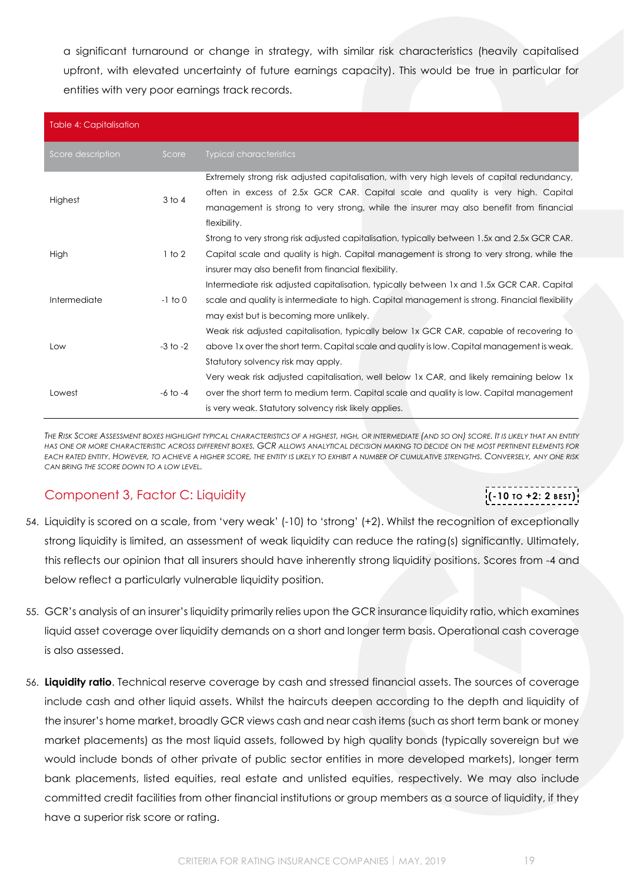a significant turnaround or change in strategy, with similar risk characteristics (heavily capitalised upfront, with elevated uncertainty of future earnings capacity). This would be true in particular for entities with very poor earnings track records.

Table 4: Capitalisation

| Score description | Score | Typical characteristics |
|---|---|---|
| Highest | 3 to 4 | Extremely strong risk adjusted capitalisation, with very high levels of capital redundancy, often in excess of 2.5x GCR CAR. Capital scale and quality is very high. Capital management is strong to very strong, while the insurer may also benefit from financial flexibility. |
| High | 1 to 2 | Strong to very strong risk adjusted capitalisation, typically between 1.5x and 2.5x GCR CAR. Capital scale and quality is high. Capital management is strong to very strong, while the insurer may also benefit from financial flexibility. |
| Intermediate | -1 to 0 | Intermediate risk adjusted capitalisation, typically between 1x and 1.5x GCR CAR. Capital scale and quality is intermediate to high. Capital management is strong. Financial flexibility may exist but is becoming more unlikely. |
| Low | -3 to -2 | Weak risk adjusted capitalisation, typically below 1x GCR CAR, capable of recovering to above 1x over the short term. Capital scale and quality is low. Capital management is weak. Statutory solvency risk may apply. |
| Lowest | -6 to -4 | Very weak risk adjusted capitalisation, well below 1x CAR, and likely remaining below 1x over the short term to medium term. Capital scale and quality is low. Capital management is very weak. Statutory solvency risk likely applies. |

*The Risk Score Assessment boxes highlight typical characteristics of a highest, high, or intermediate (and so on) score. It is likely that an entity has one or more characteristic across different boxes. GCR allows analytical decision making to decide on the most pertinent elements for each rated entity. However, to achieve a higher score, the entity is likely to exhibit a number of cumulative strengths. Conversely, any one risk can bring the score down to a low level.*

## Component 3, Factor C: Liquidity

**(-10 to +2: 2 best)**

54. Liquidity is scored on a scale, from 'very weak' (-10) to 'strong' (+2). Whilst the recognition of exceptionally strong liquidity is limited, an assessment of weak liquidity can reduce the rating(s) significantly. Ultimately, this reflects our opinion that all insurers should have inherently strong liquidity positions. Scores from -4 and below reflect a particularly vulnerable liquidity position.

55. GCR's analysis of an insurer's liquidity primarily relies upon the GCR insurance liquidity ratio, which examines liquid asset coverage over liquidity demands on a short and longer term basis. Operational cash coverage is also assessed.

56. **Liquidity ratio**. Technical reserve coverage by cash and stressed financial assets. The sources of coverage include cash and other liquid assets. Whilst the haircuts deepen according to the depth and liquidity of the insurer's home market, broadly GCR views cash and near cash items (such as short term bank or money market placements) as the most liquid assets, followed by high quality bonds (typically sovereign but we would include bonds of other private of public sector entities in more developed markets), longer term bank placements, listed equities, real estate and unlisted equities, respectively. We may also include committed credit facilities from other financial institutions or group members as a source of liquidity, if they have a superior risk score or rating.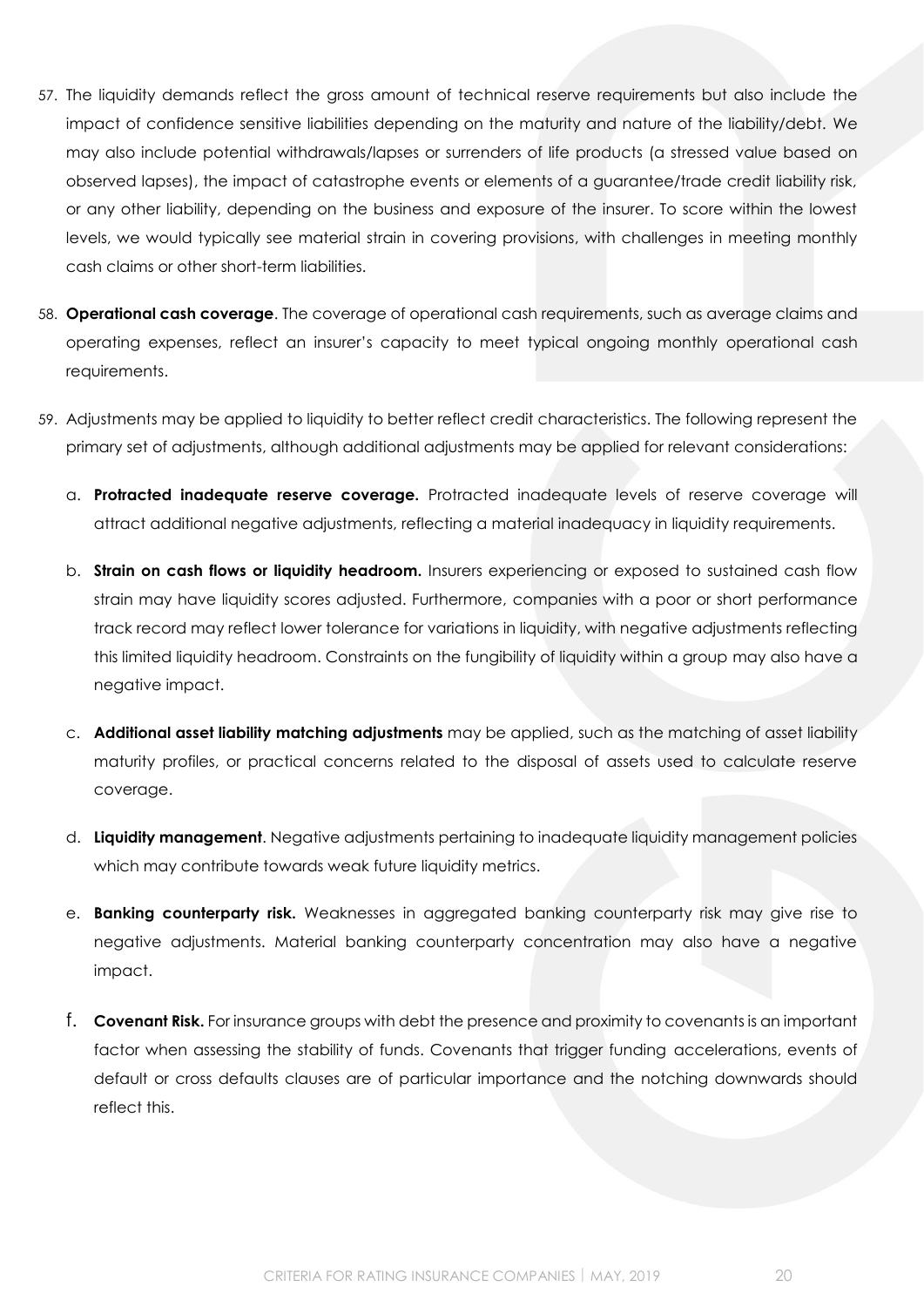57. The liquidity demands reflect the gross amount of technical reserve requirements but also include the impact of confidence sensitive liabilities depending on the maturity and nature of the liability/debt. We may also include potential withdrawals/lapses or surrenders of life products (a stressed value based on observed lapses), the impact of catastrophe events or elements of a guarantee/trade credit liability risk, or any other liability, depending on the business and exposure of the insurer. To score within the lowest levels, we would typically see material strain in covering provisions, with challenges in meeting monthly cash claims or other short-term liabilities.

58. **Operational cash coverage**. The coverage of operational cash requirements, such as average claims and operating expenses, reflect an insurer's capacity to meet typical ongoing monthly operational cash requirements.

59. Adjustments may be applied to liquidity to better reflect credit characteristics. The following represent the primary set of adjustments, although additional adjustments may be applied for relevant considerations:

    a. **Protracted inadequate reserve coverage.** Protracted inadequate levels of reserve coverage will attract additional negative adjustments, reflecting a material inadequacy in liquidity requirements.

    b. **Strain on cash flows or liquidity headroom.** Insurers experiencing or exposed to sustained cash flow strain may have liquidity scores adjusted. Furthermore, companies with a poor or short performance track record may reflect lower tolerance for variations in liquidity, with negative adjustments reflecting this limited liquidity headroom. Constraints on the fungibility of liquidity within a group may also have a negative impact.

    c. **Additional asset liability matching adjustments** may be applied, such as the matching of asset liability maturity profiles, or practical concerns related to the disposal of assets used to calculate reserve coverage.

    d. **Liquidity management**. Negative adjustments pertaining to inadequate liquidity management policies which may contribute towards weak future liquidity metrics.

    e. **Banking counterparty risk.** Weaknesses in aggregated banking counterparty risk may give rise to negative adjustments. Material banking counterparty concentration may also have a negative impact.

    f. **Covenant Risk.** For insurance groups with debt the presence and proximity to covenants is an important factor when assessing the stability of funds. Covenants that trigger funding accelerations, events of default or cross defaults clauses are of particular importance and the notching downwards should reflect this.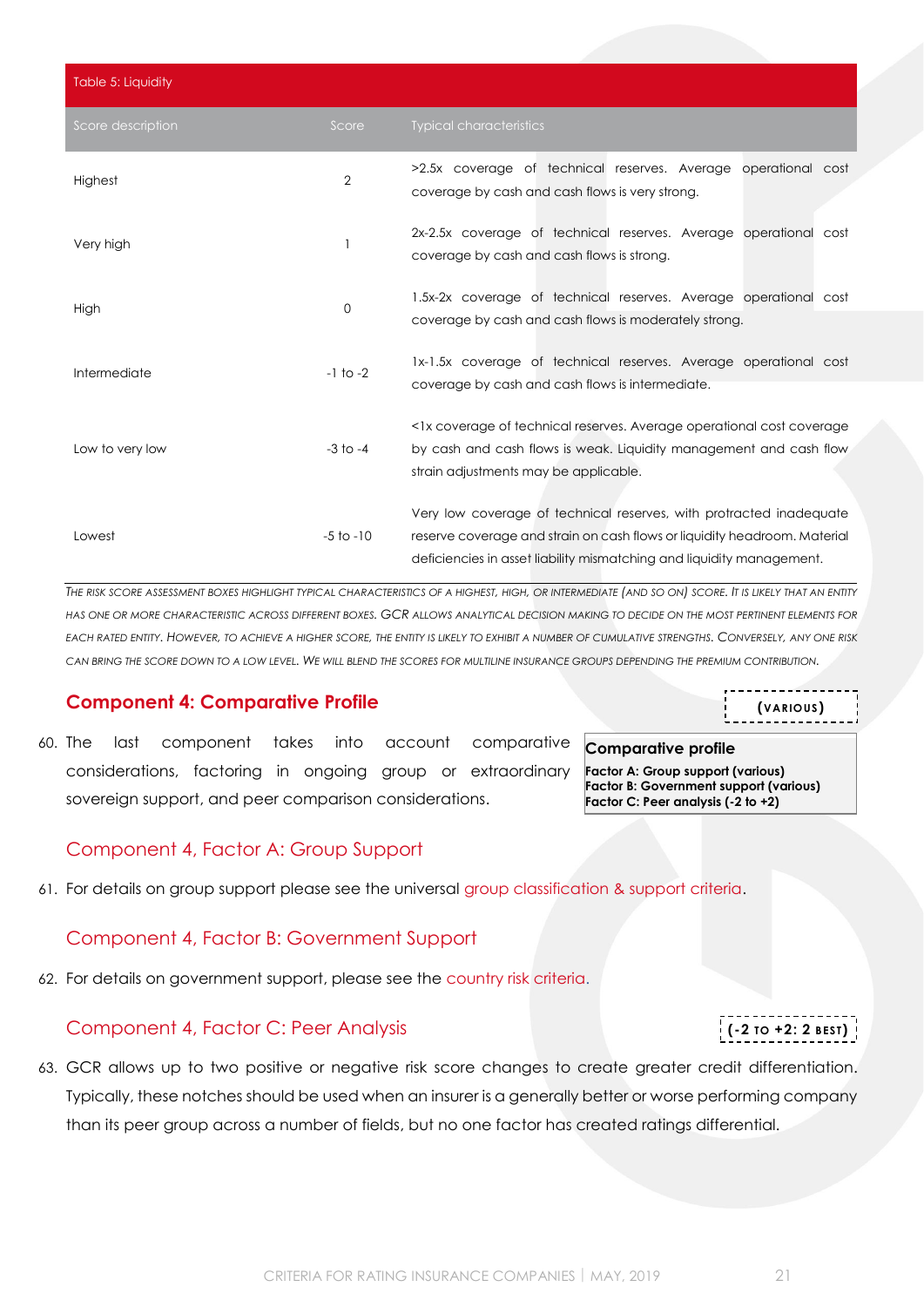| Table 5: Liquidity | | |
|---|---|---|
| Score description | Score | Typical characteristics |
| Highest | 2 | >2.5x coverage of technical reserves. Average operational cost coverage by cash and cash flows is very strong. |
| Very high | 1 | 2x-2.5x coverage of technical reserves. Average operational cost coverage by cash and cash flows is strong. |
| High | 0 | 1.5x-2x coverage of technical reserves. Average operational cost coverage by cash and cash flows is moderately strong. |
| Intermediate | -1 to -2 | 1x-1.5x coverage of technical reserves. Average operational cost coverage by cash and cash flows is intermediate. |
| Low to very low | -3 to -4 | <1x coverage of technical reserves. Average operational cost coverage by cash and cash flows is weak. Liquidity management and cash flow strain adjustments may be applicable. |
| Lowest | -5 to -10 | Very low coverage of technical reserves, with protracted inadequate reserve coverage and strain on cash flows or liquidity headroom. Material deficiencies in asset liability mismatching and liquidity management. |

*The risk score assessment boxes highlight typical characteristics of a highest, high, or intermediate (and so on) score. It is likely that an entity has one or more characteristic across different boxes. GCR allows analytical decision making to decide on the most pertinent elements for each rated entity. However, to achieve a higher score, the entity is likely to exhibit a number of cumulative strengths. Conversely, any one risk can bring the score down to a low level. We will blend the scores for multiline insurance groups depending the premium contribution.*

## Component 4: Comparative Profile

**(VARIOUS)**

**Comparative profile**
**Factor A: Group support (various)**
**Factor B: Government support (various)**
**Factor C: Peer analysis (-2 to +2)**

60. The last component takes into account comparative considerations, factoring in ongoing group or extraordinary sovereign support, and peer comparison considerations.

### Component 4, Factor A: Group Support

61. For details on group support please see the universal group classification & support criteria.

### Component 4, Factor B: Government Support

62. For details on government support, please see the country risk criteria.

### Component 4, Factor C: Peer Analysis

**(-2 to +2: 2 best)**

63. GCR allows up to two positive or negative risk score changes to create greater credit differentiation. Typically, these notches should be used when an insurer is a generally better or worse performing company than its peer group across a number of fields, but no one factor has created ratings differential.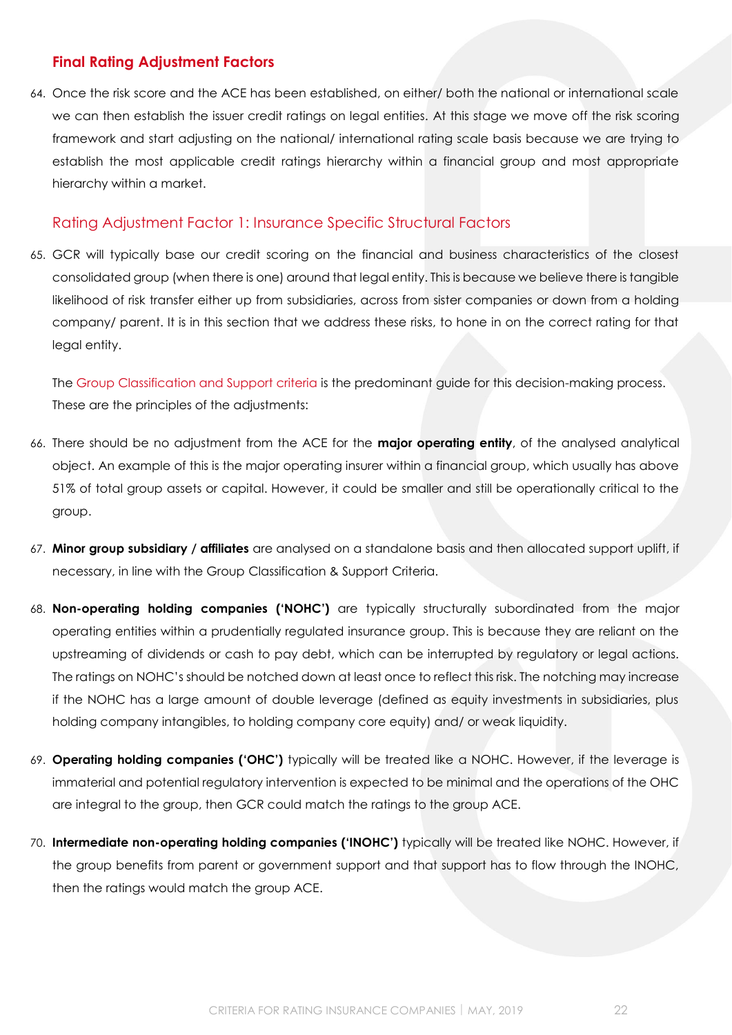## Final Rating Adjustment Factors

64. Once the risk score and the ACE has been established, on either/ both the national or international scale we can then establish the issuer credit ratings on legal entities. At this stage we move off the risk scoring framework and start adjusting on the national/ international rating scale basis because we are trying to establish the most applicable credit ratings hierarchy within a financial group and most appropriate hierarchy within a market.

### Rating Adjustment Factor 1: Insurance Specific Structural Factors

65. GCR will typically base our credit scoring on the financial and business characteristics of the closest consolidated group (when there is one) around that legal entity. This is because we believe there is tangible likelihood of risk transfer either up from subsidiaries, across from sister companies or down from a holding company/ parent. It is in this section that we address these risks, to hone in on the correct rating for that legal entity.

    The Group Classification and Support criteria is the predominant guide for this decision-making process. These are the principles of the adjustments:

66. There should be no adjustment from the ACE for the **major operating entity**, of the analysed analytical object. An example of this is the major operating insurer within a financial group, which usually has above 51% of total group assets or capital. However, it could be smaller and still be operationally critical to the group.

67. **Minor group subsidiary / affiliates** are analysed on a standalone basis and then allocated support uplift, if necessary, in line with the Group Classification & Support Criteria.

68. **Non-operating holding companies ('NOHC')** are typically structurally subordinated from the major operating entities within a prudentially regulated insurance group. This is because they are reliant on the upstreaming of dividends or cash to pay debt, which can be interrupted by regulatory or legal actions. The ratings on NOHC's should be notched down at least once to reflect this risk. The notching may increase if the NOHC has a large amount of double leverage (defined as equity investments in subsidiaries, plus holding company intangibles, to holding company core equity) and/ or weak liquidity.

69. **Operating holding companies ('OHC')** typically will be treated like a NOHC. However, if the leverage is immaterial and potential regulatory intervention is expected to be minimal and the operations of the OHC are integral to the group, then GCR could match the ratings to the group ACE.

70. **Intermediate non-operating holding companies ('INOHC')** typically will be treated like NOHC. However, if the group benefits from parent or government support and that support has to flow through the INOHC, then the ratings would match the group ACE.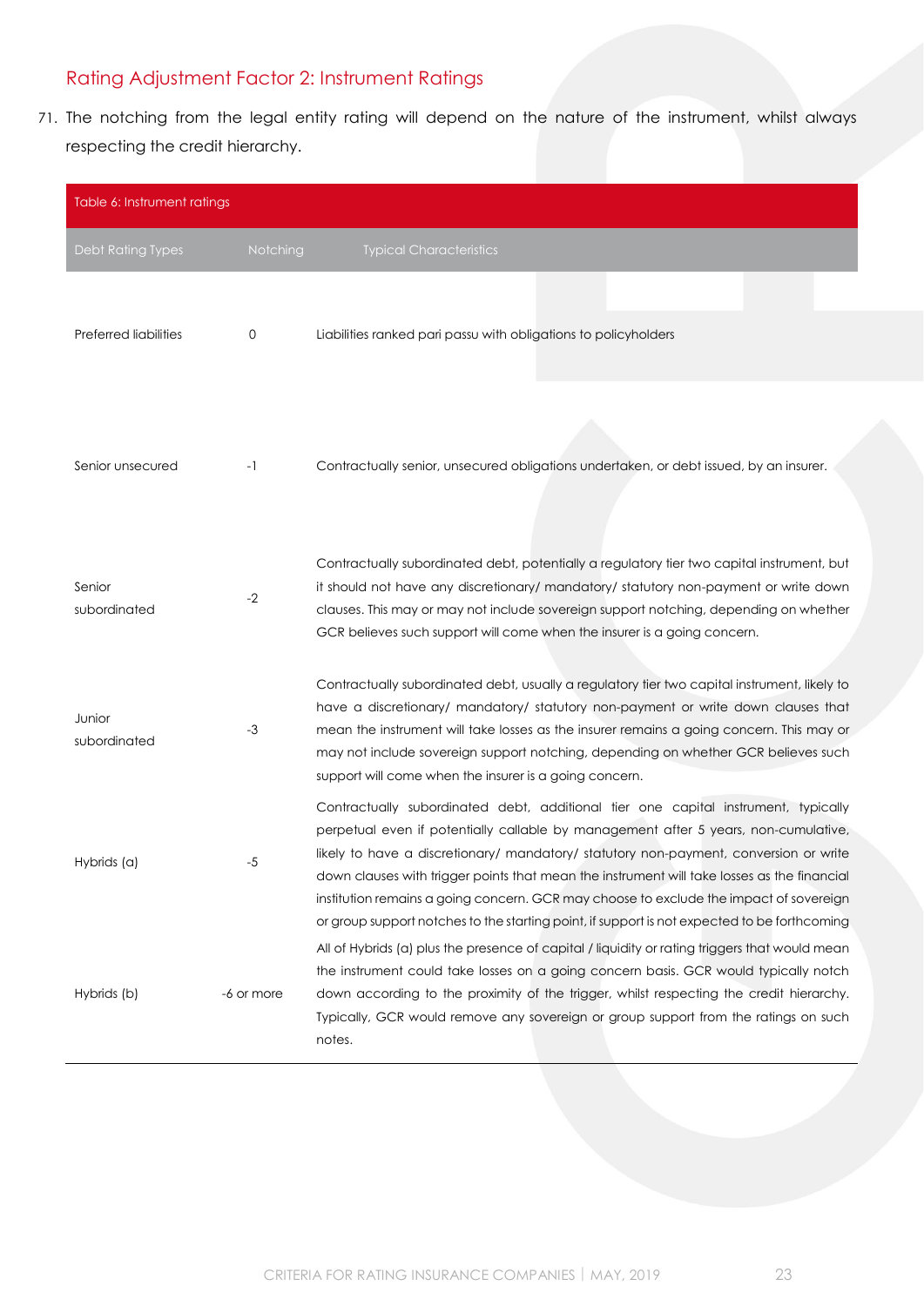## Rating Adjustment Factor 2: Instrument Ratings

71. The notching from the legal entity rating will depend on the nature of the instrument, whilst always respecting the credit hierarchy.

Table 6: Instrument ratings

| Debt Rating Types | Notching | Typical Characteristics |
|---|---|---|
| Preferred liabilities | 0 | Liabilities ranked pari passu with obligations to policyholders |
| Senior unsecured | -1 | Contractually senior, unsecured obligations undertaken, or debt issued, by an insurer. |
| Senior subordinated | -2 | Contractually subordinated debt, potentially a regulatory tier two capital instrument, but it should not have any discretionary/ mandatory/ statutory non-payment or write down clauses. This may or may not include sovereign support notching, depending on whether GCR believes such support will come when the insurer is a going concern. |
| Junior subordinated | -3 | Contractually subordinated debt, usually a regulatory tier two capital instrument, likely to have a discretionary/ mandatory/ statutory non-payment or write down clauses that mean the instrument will take losses as the insurer remains a going concern. This may or may not include sovereign support notching, depending on whether GCR believes such support will come when the insurer is a going concern. |
| Hybrids (a) | -5 | Contractually subordinated debt, additional tier one capital instrument, typically perpetual even if potentially callable by management after 5 years, non-cumulative, likely to have a discretionary/ mandatory/ statutory non-payment, conversion or write down clauses with trigger points that mean the instrument will take losses as the financial institution remains a going concern. GCR may choose to exclude the impact of sovereign or group support notches to the starting point, if support is not expected to be forthcoming |
| Hybrids (b) | -6 or more | All of Hybrids (a) plus the presence of capital / liquidity or rating triggers that would mean the instrument could take losses on a going concern basis. GCR would typically notch down according to the proximity of the trigger, whilst respecting the credit hierarchy. Typically, GCR would remove any sovereign or group support from the ratings on such notes. |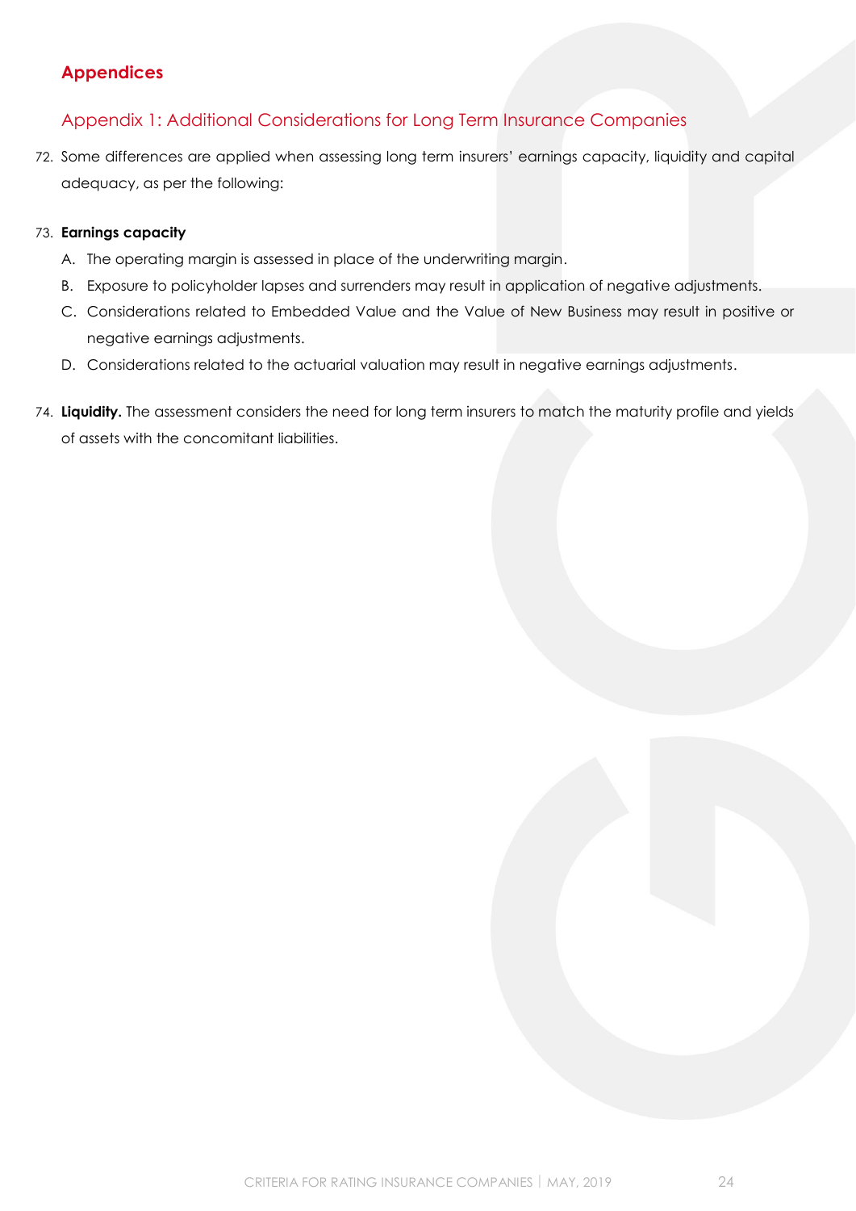# Appendices

## Appendix 1: Additional Considerations for Long Term Insurance Companies

72. Some differences are applied when assessing long term insurers' earnings capacity, liquidity and capital adequacy, as per the following:

73. **Earnings capacity**

    A. The operating margin is assessed in place of the underwriting margin.

    B. Exposure to policyholder lapses and surrenders may result in application of negative adjustments.

    C. Considerations related to Embedded Value and the Value of New Business may result in positive or negative earnings adjustments.

    D. Considerations related to the actuarial valuation may result in negative earnings adjustments.

74. **Liquidity.** The assessment considers the need for long term insurers to match the maturity profile and yields of assets with the concomitant liabilities.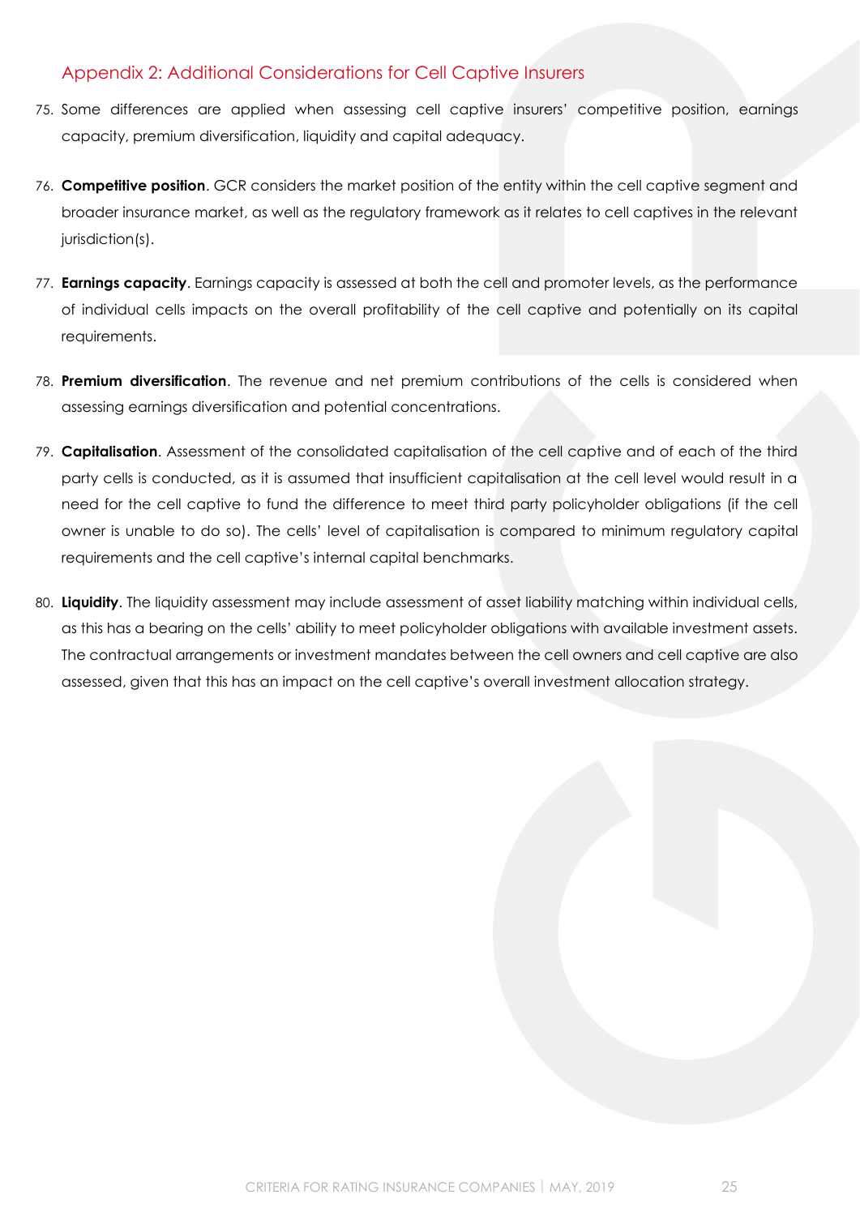## Appendix 2: Additional Considerations for Cell Captive Insurers

75. Some differences are applied when assessing cell captive insurers' competitive position, earnings capacity, premium diversification, liquidity and capital adequacy.

76. **Competitive position**. GCR considers the market position of the entity within the cell captive segment and broader insurance market, as well as the regulatory framework as it relates to cell captives in the relevant jurisdiction(s).

77. **Earnings capacity**. Earnings capacity is assessed at both the cell and promoter levels, as the performance of individual cells impacts on the overall profitability of the cell captive and potentially on its capital requirements.

78. **Premium diversification**. The revenue and net premium contributions of the cells is considered when assessing earnings diversification and potential concentrations.

79. **Capitalisation**. Assessment of the consolidated capitalisation of the cell captive and of each of the third party cells is conducted, as it is assumed that insufficient capitalisation at the cell level would result in a need for the cell captive to fund the difference to meet third party policyholder obligations (if the cell owner is unable to do so). The cells' level of capitalisation is compared to minimum regulatory capital requirements and the cell captive's internal capital benchmarks.

80. **Liquidity**. The liquidity assessment may include assessment of asset liability matching within individual cells, as this has a bearing on the cells' ability to meet policyholder obligations with available investment assets. The contractual arrangements or investment mandates between the cell owners and cell captive are also assessed, given that this has an impact on the cell captive's overall investment allocation strategy.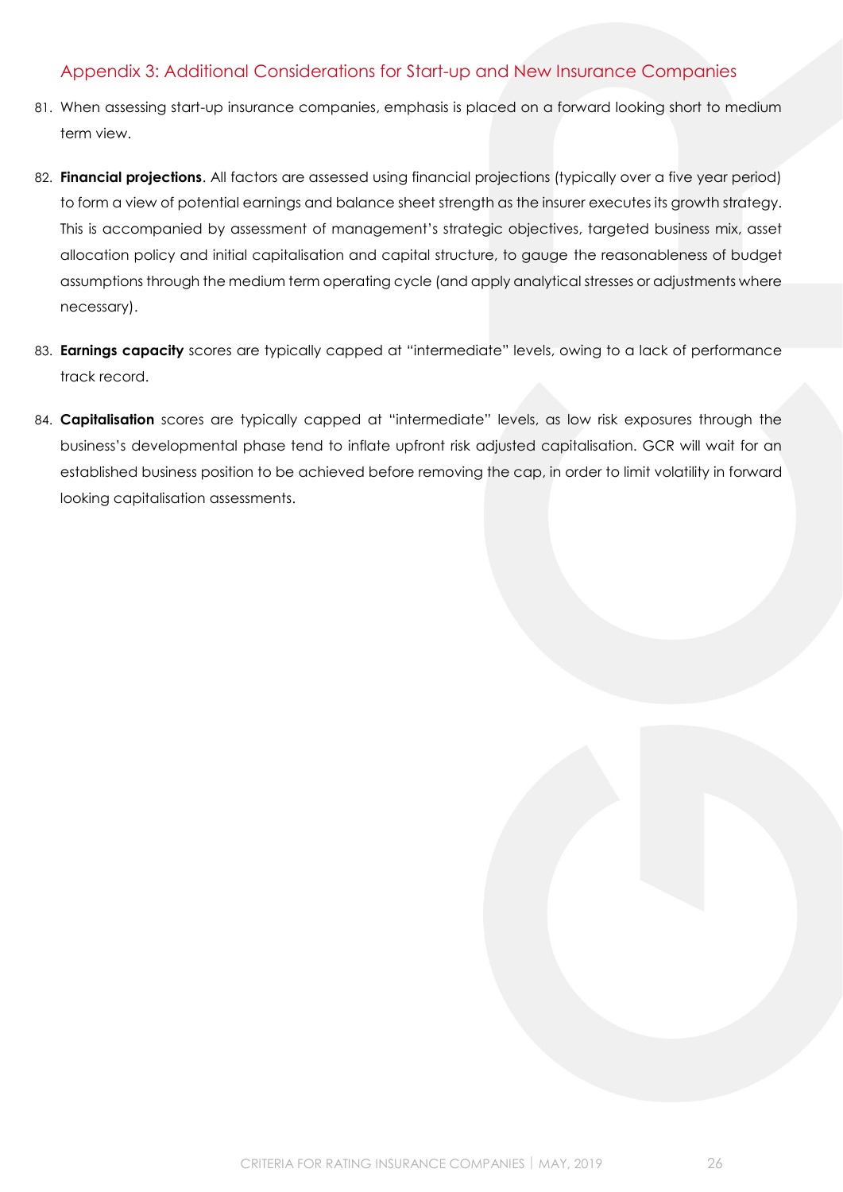## Appendix 3: Additional Considerations for Start-up and New Insurance Companies

81. When assessing start-up insurance companies, emphasis is placed on a forward looking short to medium term view.

82. **Financial projections**. All factors are assessed using financial projections (typically over a five year period) to form a view of potential earnings and balance sheet strength as the insurer executes its growth strategy. This is accompanied by assessment of management's strategic objectives, targeted business mix, asset allocation policy and initial capitalisation and capital structure, to gauge the reasonableness of budget assumptions through the medium term operating cycle (and apply analytical stresses or adjustments where necessary).

83. **Earnings capacity** scores are typically capped at "intermediate" levels, owing to a lack of performance track record.

84. **Capitalisation** scores are typically capped at "intermediate" levels, as low risk exposures through the business's developmental phase tend to inflate upfront risk adjusted capitalisation. GCR will wait for an established business position to be achieved before removing the cap, in order to limit volatility in forward looking capitalisation assessments.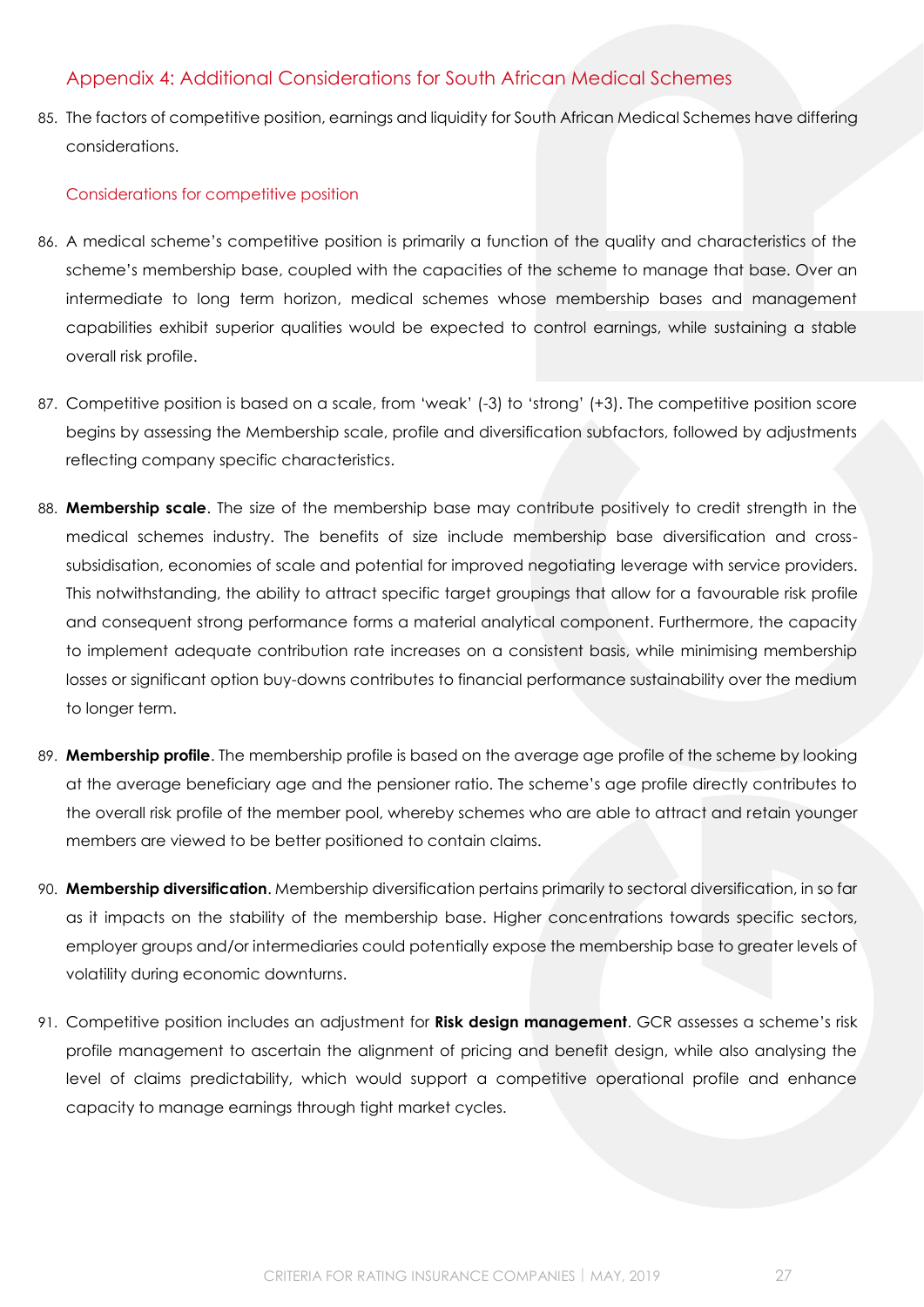## Appendix 4: Additional Considerations for South African Medical Schemes

85. The factors of competitive position, earnings and liquidity for South African Medical Schemes have differing considerations.

### Considerations for competitive position

86. A medical scheme's competitive position is primarily a function of the quality and characteristics of the scheme's membership base, coupled with the capacities of the scheme to manage that base. Over an intermediate to long term horizon, medical schemes whose membership bases and management capabilities exhibit superior qualities would be expected to control earnings, while sustaining a stable overall risk profile.

87. Competitive position is based on a scale, from 'weak' (-3) to 'strong' (+3). The competitive position score begins by assessing the Membership scale, profile and diversification subfactors, followed by adjustments reflecting company specific characteristics.

88. **Membership scale**. The size of the membership base may contribute positively to credit strength in the medical schemes industry. The benefits of size include membership base diversification and cross-subsidisation, economies of scale and potential for improved negotiating leverage with service providers. This notwithstanding, the ability to attract specific target groupings that allow for a favourable risk profile and consequent strong performance forms a material analytical component. Furthermore, the capacity to implement adequate contribution rate increases on a consistent basis, while minimising membership losses or significant option buy-downs contributes to financial performance sustainability over the medium to longer term.

89. **Membership profile**. The membership profile is based on the average age profile of the scheme by looking at the average beneficiary age and the pensioner ratio. The scheme's age profile directly contributes to the overall risk profile of the member pool, whereby schemes who are able to attract and retain younger members are viewed to be better positioned to contain claims.

90. **Membership diversification**. Membership diversification pertains primarily to sectoral diversification, in so far as it impacts on the stability of the membership base. Higher concentrations towards specific sectors, employer groups and/or intermediaries could potentially expose the membership base to greater levels of volatility during economic downturns.

91. Competitive position includes an adjustment for **Risk design management**. GCR assesses a scheme's risk profile management to ascertain the alignment of pricing and benefit design, while also analysing the level of claims predictability, which would support a competitive operational profile and enhance capacity to manage earnings through tight market cycles.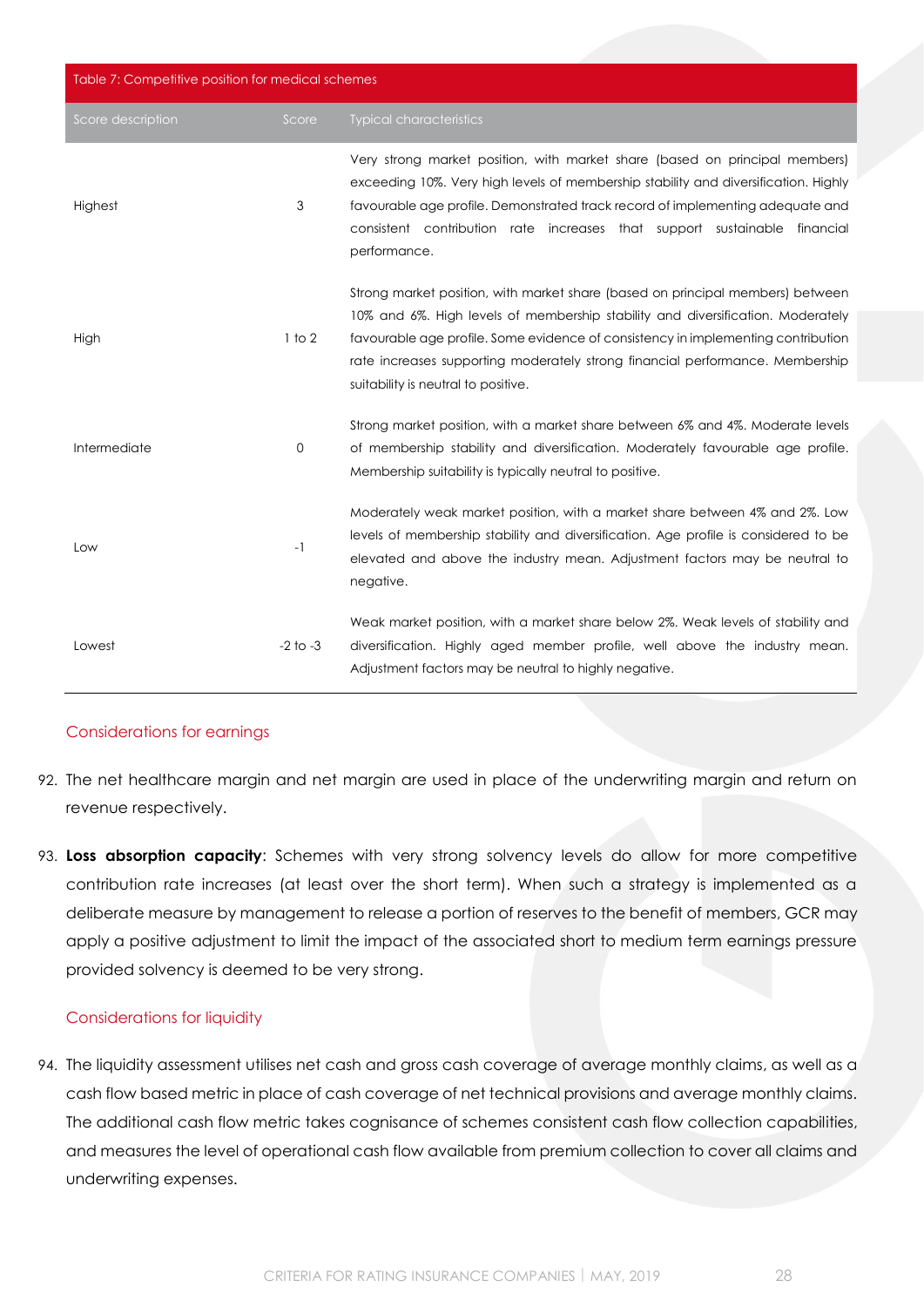Table 7: Competitive position for medical schemes

| Score description | Score | Typical characteristics |
|---|---|---|
| Highest | 3 | Very strong market position, with market share (based on principal members) exceeding 10%. Very high levels of membership stability and diversification. Highly favourable age profile. Demonstrated track record of implementing adequate and consistent contribution rate increases that support sustainable financial performance. |
| High | 1 to 2 | Strong market position, with market share (based on principal members) between 10% and 6%. High levels of membership stability and diversification. Moderately favourable age profile. Some evidence of consistency in implementing contribution rate increases supporting moderately strong financial performance. Membership suitability is neutral to positive. |
| Intermediate | 0 | Strong market position, with a market share between 6% and 4%. Moderate levels of membership stability and diversification. Moderately favourable age profile. Membership suitability is typically neutral to positive. |
| Low | -1 | Moderately weak market position, with a market share between 4% and 2%. Low levels of membership stability and diversification. Age profile is considered to be elevated and above the industry mean. Adjustment factors may be neutral to negative. |
| Lowest | -2 to -3 | Weak market position, with a market share below 2%. Weak levels of stability and diversification. Highly aged member profile, well above the industry mean. Adjustment factors may be neutral to highly negative. |

### Considerations for earnings

92. The net healthcare margin and net margin are used in place of the underwriting margin and return on revenue respectively.

93. **Loss absorption capacity**: Schemes with very strong solvency levels do allow for more competitive contribution rate increases (at least over the short term). When such a strategy is implemented as a deliberate measure by management to release a portion of reserves to the benefit of members, GCR may apply a positive adjustment to limit the impact of the associated short to medium term earnings pressure provided solvency is deemed to be very strong.

### Considerations for liquidity

94. The liquidity assessment utilises net cash and gross cash coverage of average monthly claims, as well as a cash flow based metric in place of cash coverage of net technical provisions and average monthly claims. The additional cash flow metric takes cognisance of schemes consistent cash flow collection capabilities, and measures the level of operational cash flow available from premium collection to cover all claims and underwriting expenses.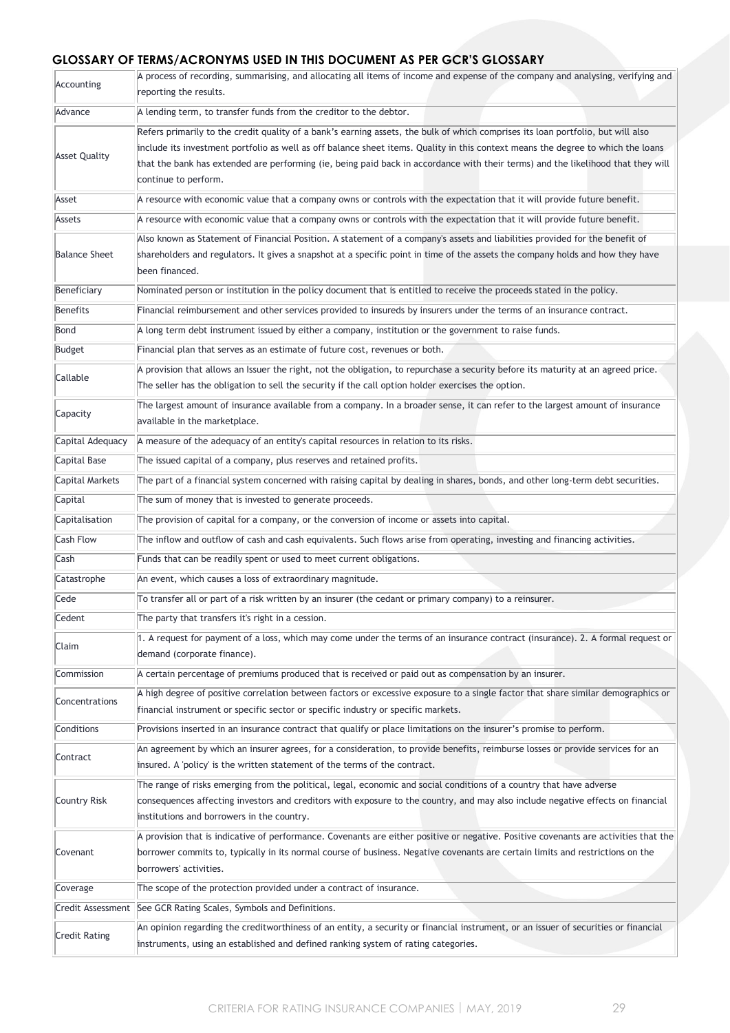## GLOSSARY OF TERMS/ACRONYMS USED IN THIS DOCUMENT AS PER GCR'S GLOSSARY

| | |
|---|---|
| Accounting | A process of recording, summarising, and allocating all items of income and expense of the company and analysing, verifying and reporting the results. |
| Advance | A lending term, to transfer funds from the creditor to the debtor. |
| Asset Quality | Refers primarily to the credit quality of a bank's earning assets, the bulk of which comprises its loan portfolio, but will also include its investment portfolio as well as off balance sheet items. Quality in this context means the degree to which the loans that the bank has extended are performing (ie, being paid back in accordance with their terms) and the likelihood that they will continue to perform. |
| Asset | A resource with economic value that a company owns or controls with the expectation that it will provide future benefit. |
| Assets | A resource with economic value that a company owns or controls with the expectation that it will provide future benefit. |
| Balance Sheet | Also known as Statement of Financial Position. A statement of a company's assets and liabilities provided for the benefit of shareholders and regulators. It gives a snapshot at a specific point in time of the assets the company holds and how they have been financed. |
| Beneficiary | Nominated person or institution in the policy document that is entitled to receive the proceeds stated in the policy. |
| Benefits | Financial reimbursement and other services provided to insureds by insurers under the terms of an insurance contract. |
| Bond | A long term debt instrument issued by either a company, institution or the government to raise funds. |
| Budget | Financial plan that serves as an estimate of future cost, revenues or both. |
| Callable | A provision that allows an Issuer the right, not the obligation, to repurchase a security before its maturity at an agreed price. The seller has the obligation to sell the security if the call option holder exercises the option. |
| Capacity | The largest amount of insurance available from a company. In a broader sense, it can refer to the largest amount of insurance available in the marketplace. |
| Capital Adequacy | A measure of the adequacy of an entity's capital resources in relation to its risks. |
| Capital Base | The issued capital of a company, plus reserves and retained profits. |
| Capital Markets | The part of a financial system concerned with raising capital by dealing in shares, bonds, and other long-term debt securities. |
| Capital | The sum of money that is invested to generate proceeds. |
| Capitalisation | The provision of capital for a company, or the conversion of income or assets into capital. |
| Cash Flow | The inflow and outflow of cash and cash equivalents. Such flows arise from operating, investing and financing activities. |
| Cash | Funds that can be readily spent or used to meet current obligations. |
| Catastrophe | An event, which causes a loss of extraordinary magnitude. |
| Cede | To transfer all or part of a risk written by an insurer (the cedant or primary company) to a reinsurer. |
| Cedent | The party that transfers it's right in a cession. |
| Claim | 1. A request for payment of a loss, which may come under the terms of an insurance contract (insurance). 2. A formal request or demand (corporate finance). |
| Commission | A certain percentage of premiums produced that is received or paid out as compensation by an insurer. |
| Concentrations | A high degree of positive correlation between factors or excessive exposure to a single factor that share similar demographics or financial instrument or specific sector or specific industry or specific markets. |
| Conditions | Provisions inserted in an insurance contract that qualify or place limitations on the insurer's promise to perform. |
| Contract | An agreement by which an insurer agrees, for a consideration, to provide benefits, reimburse losses or provide services for an insured. A 'policy' is the written statement of the terms of the contract. |
| Country Risk | The range of risks emerging from the political, legal, economic and social conditions of a country that have adverse consequences affecting investors and creditors with exposure to the country, and may also include negative effects on financial institutions and borrowers in the country. |
| Covenant | A provision that is indicative of performance. Covenants are either positive or negative. Positive covenants are activities that the borrower commits to, typically in its normal course of business. Negative covenants are certain limits and restrictions on the borrowers' activities. |
| Coverage | The scope of the protection provided under a contract of insurance. |
| Credit Assessment | See GCR Rating Scales, Symbols and Definitions. |
| Credit Rating | An opinion regarding the creditworthiness of an entity, a security or financial instrument, or an issuer of securities or financial instruments, using an established and defined ranking system of rating categories. |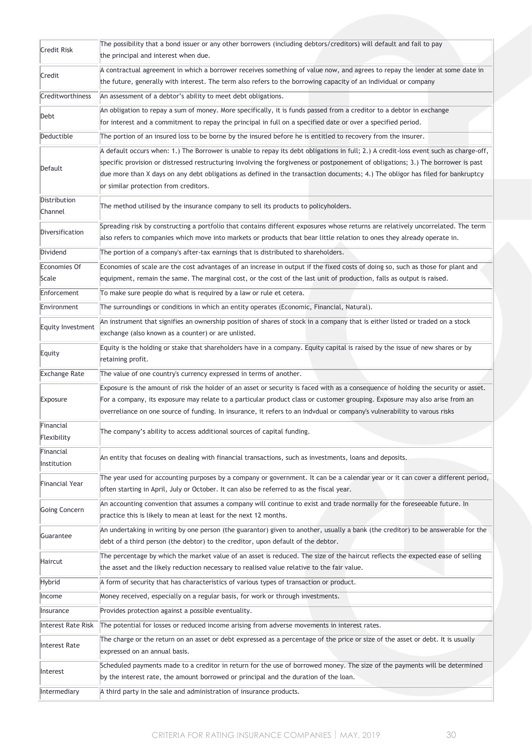| | |
|---|---|
| Credit Risk | The possibility that a bond issuer or any other borrowers (including debtors/creditors) will default and fail to pay the principal and interest when due. |
| Credit | A contractual agreement in which a borrower receives something of value now, and agrees to repay the lender at some date in the future, generally with interest. The term also refers to the borrowing capacity of an individual or company |
| Creditworthiness | An assessment of a debtor's ability to meet debt obligations. |
| Debt | An obligation to repay a sum of money. More specifically, it is funds passed from a creditor to a debtor in exchange for interest and a commitment to repay the principal in full on a specified date or over a specified period. |
| Deductible | The portion of an insured loss to be borne by the insured before he is entitled to recovery from the insurer. |
| Default | A default occurs when: 1.) The Borrower is unable to repay its debt obligations in full; 2.) A credit-loss event such as charge-off, specific provision or distressed restructuring involving the forgiveness or postponement of obligations; 3.) The borrower is past due more than X days on any debt obligations as defined in the transaction documents; 4.) The obligor has filed for bankruptcy or similar protection from creditors. |
| Distribution Channel | The method utilised by the insurance company to sell its products to policyholders. |
| Diversification | Spreading risk by constructing a portfolio that contains different exposures whose returns are relatively uncorrelated. The term also refers to companies which move into markets or products that bear little relation to ones they already operate in. |
| Dividend | The portion of a company's after-tax earnings that is distributed to shareholders. |
| Economies Of Scale | Economies of scale are the cost advantages of an increase in output if the fixed costs of doing so, such as those for plant and equipment, remain the same. The marginal cost, or the cost of the last unit of production, falls as output is raised. |
| Enforcement | To make sure people do what is required by a law or rule et cetera. |
| Environment | The surroundings or conditions in which an entity operates (Economic, Financial, Natural). |
| Equity Investment | An instrument that signifies an ownership position of shares of stock in a company that is either listed or traded on a stock exchange (also known as a counter) or are unlisted. |
| Equity | Equity is the holding or stake that shareholders have in a company. Equity capital is raised by the issue of new shares or by retaining profit. |
| Exchange Rate | The value of one country's currency expressed in terms of another. |
| Exposure | Exposure is the amount of risk the holder of an asset or security is faced with as a consequence of holding the security or asset. For a company, its exposure may relate to a particular product class or customer grouping. Exposure may also arise from an overreliance on one source of funding. In insurance, it refers to an indvdual or company's vulnerability to varous risks |
| Financial Flexibility | The company's ability to access additional sources of capital funding. |
| Financial Institution | An entity that focuses on dealing with financial transactions, such as investments, loans and deposits. |
| Financial Year | The year used for accounting purposes by a company or government. It can be a calendar year or it can cover a different period, often starting in April, July or October. It can also be referred to as the fiscal year. |
| Going Concern | An accounting convention that assumes a company will continue to exist and trade normally for the foreseeable future. In practice this is likely to mean at least for the next 12 months. |
| Guarantee | An undertaking in writing by one person (the guarantor) given to another, usually a bank (the creditor) to be answerable for the debt of a third person (the debtor) to the creditor, upon default of the debtor. |
| Haircut | The percentage by which the market value of an asset is reduced. The size of the haircut reflects the expected ease of selling the asset and the likely reduction necessary to realised value relative to the fair value. |
| Hybrid | A form of security that has characteristics of various types of transaction or product. |
| Income | Money received, especially on a regular basis, for work or through investments. |
| Insurance | Provides protection against a possible eventuality. |
| Interest Rate Risk | The potential for losses or reduced income arising from adverse movements in interest rates. |
| Interest Rate | The charge or the return on an asset or debt expressed as a percentage of the price or size of the asset or debt. It is usually expressed on an annual basis. |
| Interest | Scheduled payments made to a creditor in return for the use of borrowed money. The size of the payments will be determined by the interest rate, the amount borrowed or principal and the duration of the loan. |
| Intermediary | A third party in the sale and administration of insurance products. |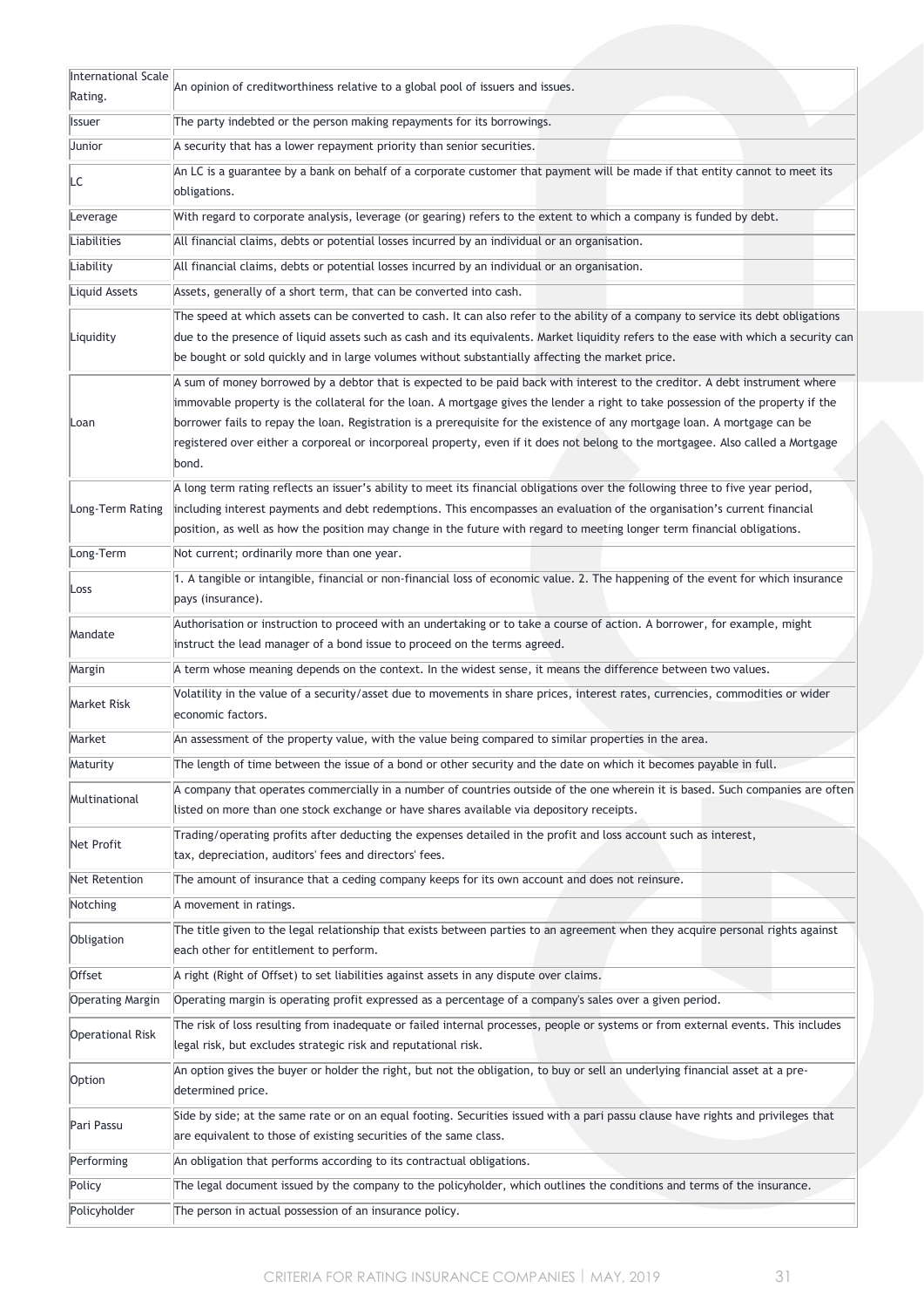| | |
|---|---|
| International Scale Rating. | An opinion of creditworthiness relative to a global pool of issuers and issues. |
| Issuer | The party indebted or the person making repayments for its borrowings. |
| Junior | A security that has a lower repayment priority than senior securities. |
| LC | An LC is a guarantee by a bank on behalf of a corporate customer that payment will be made if that entity cannot to meet its obligations. |
| Leverage | With regard to corporate analysis, leverage (or gearing) refers to the extent to which a company is funded by debt. |
| Liabilities | All financial claims, debts or potential losses incurred by an individual or an organisation. |
| Liability | All financial claims, debts or potential losses incurred by an individual or an organisation. |
| Liquid Assets | Assets, generally of a short term, that can be converted into cash. |
| Liquidity | The speed at which assets can be converted to cash. It can also refer to the ability of a company to service its debt obligations due to the presence of liquid assets such as cash and its equivalents. Market liquidity refers to the ease with which a security can be bought or sold quickly and in large volumes without substantially affecting the market price. |
| Loan | A sum of money borrowed by a debtor that is expected to be paid back with interest to the creditor. A debt instrument where immovable property is the collateral for the loan. A mortgage gives the lender a right to take possession of the property if the borrower fails to repay the loan. Registration is a prerequisite for the existence of any mortgage loan. A mortgage can be registered over either a corporeal or incorporeal property, even if it does not belong to the mortgagee. Also called a Mortgage bond. |
| Long-Term Rating | A long term rating reflects an issuer's ability to meet its financial obligations over the following three to five year period, including interest payments and debt redemptions. This encompasses an evaluation of the organisation's current financial position, as well as how the position may change in the future with regard to meeting longer term financial obligations. |
| Long-Term | Not current; ordinarily more than one year. |
| Loss | 1. A tangible or intangible, financial or non-financial loss of economic value. 2. The happening of the event for which insurance pays (insurance). |
| Mandate | Authorisation or instruction to proceed with an undertaking or to take a course of action. A borrower, for example, might instruct the lead manager of a bond issue to proceed on the terms agreed. |
| Margin | A term whose meaning depends on the context. In the widest sense, it means the difference between two values. |
| Market Risk | Volatility in the value of a security/asset due to movements in share prices, interest rates, currencies, commodities or wider economic factors. |
| Market | An assessment of the property value, with the value being compared to similar properties in the area. |
| Maturity | The length of time between the issue of a bond or other security and the date on which it becomes payable in full. |
| Multinational | A company that operates commercially in a number of countries outside of the one wherein it is based. Such companies are often listed on more than one stock exchange or have shares available via depository receipts. |
| Net Profit | Trading/operating profits after deducting the expenses detailed in the profit and loss account such as interest, tax, depreciation, auditors' fees and directors' fees. |
| Net Retention | The amount of insurance that a ceding company keeps for its own account and does not reinsure. |
| Notching | A movement in ratings. |
| Obligation | The title given to the legal relationship that exists between parties to an agreement when they acquire personal rights against each other for entitlement to perform. |
| Offset | A right (Right of Offset) to set liabilities against assets in any dispute over claims. |
| Operating Margin | Operating margin is operating profit expressed as a percentage of a company's sales over a given period. |
| Operational Risk | The risk of loss resulting from inadequate or failed internal processes, people or systems or from external events. This includes legal risk, but excludes strategic risk and reputational risk. |
| Option | An option gives the buyer or holder the right, but not the obligation, to buy or sell an underlying financial asset at a pre-determined price. |
| Pari Passu | Side by side; at the same rate or on an equal footing. Securities issued with a pari passu clause have rights and privileges that are equivalent to those of existing securities of the same class. |
| Performing | An obligation that performs according to its contractual obligations. |
| Policy | The legal document issued by the company to the policyholder, which outlines the conditions and terms of the insurance. |
| Policyholder | The person in actual possession of an insurance policy. |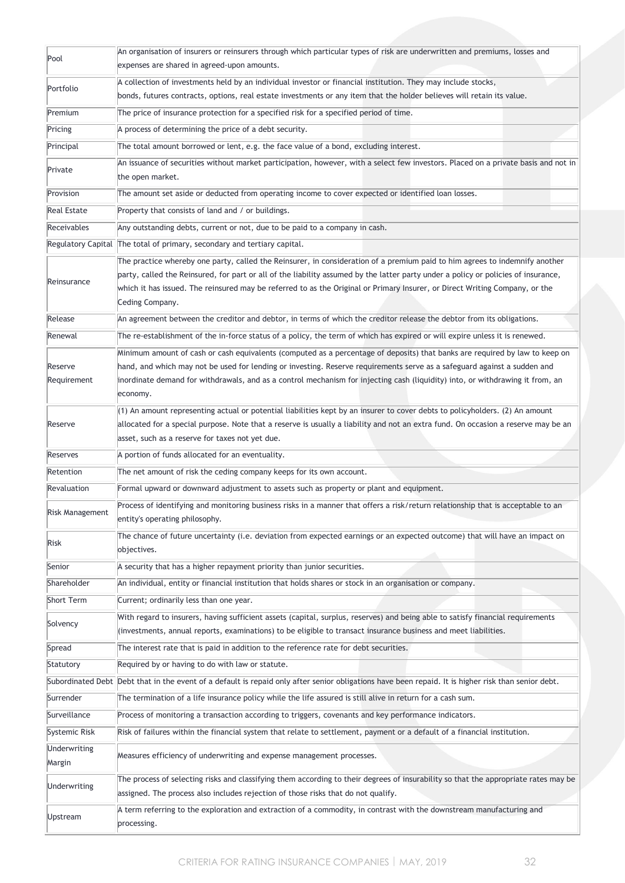| | |
|---|---|
| Pool | An organisation of insurers or reinsurers through which particular types of risk are underwritten and premiums, losses and expenses are shared in agreed-upon amounts. |
| Portfolio | A collection of investments held by an individual investor or financial institution. They may include stocks, bonds, futures contracts, options, real estate investments or any item that the holder believes will retain its value. |
| Premium | The price of insurance protection for a specified risk for a specified period of time. |
| Pricing | A process of determining the price of a debt security. |
| Principal | The total amount borrowed or lent, e.g. the face value of a bond, excluding interest. |
| Private | An issuance of securities without market participation, however, with a select few investors. Placed on a private basis and not in the open market. |
| Provision | The amount set aside or deducted from operating income to cover expected or identified loan losses. |
| Real Estate | Property that consists of land and / or buildings. |
| Receivables | Any outstanding debts, current or not, due to be paid to a company in cash. |
| Regulatory Capital | The total of primary, secondary and tertiary capital. |
| Reinsurance | The practice whereby one party, called the Reinsurer, in consideration of a premium paid to him agrees to indemnify another party, called the Reinsured, for part or all of the liability assumed by the latter party under a policy or policies of insurance, which it has issued. The reinsured may be referred to as the Original or Primary Insurer, or Direct Writing Company, or the Ceding Company. |
| Release | An agreement between the creditor and debtor, in terms of which the creditor release the debtor from its obligations. |
| Renewal | The re-establishment of the in-force status of a policy, the term of which has expired or will expire unless it is renewed. |
| Reserve Requirement | Minimum amount of cash or cash equivalents (computed as a percentage of deposits) that banks are required by law to keep on hand, and which may not be used for lending or investing. Reserve requirements serve as a safeguard against a sudden and inordinate demand for withdrawals, and as a control mechanism for injecting cash (liquidity) into, or withdrawing it from, an economy. |
| Reserve | (1) An amount representing actual or potential liabilities kept by an insurer to cover debts to policyholders. (2) An amount allocated for a special purpose. Note that a reserve is usually a liability and not an extra fund. On occasion a reserve may be an asset, such as a reserve for taxes not yet due. |
| Reserves | A portion of funds allocated for an eventuality. |
| Retention | The net amount of risk the ceding company keeps for its own account. |
| Revaluation | Formal upward or downward adjustment to assets such as property or plant and equipment. |
| Risk Management | Process of identifying and monitoring business risks in a manner that offers a risk/return relationship that is acceptable to an entity's operating philosophy. |
| Risk | The chance of future uncertainty (i.e. deviation from expected earnings or an expected outcome) that will have an impact on objectives. |
| Senior | A security that has a higher repayment priority than junior securities. |
| Shareholder | An individual, entity or financial institution that holds shares or stock in an organisation or company. |
| Short Term | Current; ordinarily less than one year. |
| Solvency | With regard to insurers, having sufficient assets (capital, surplus, reserves) and being able to satisfy financial requirements (investments, annual reports, examinations) to be eligible to transact insurance business and meet liabilities. |
| Spread | The interest rate that is paid in addition to the reference rate for debt securities. |
| Statutory | Required by or having to do with law or statute. |
| Subordinated Debt | Debt that in the event of a default is repaid only after senior obligations have been repaid. It is higher risk than senior debt. |
| Surrender | The termination of a life insurance policy while the life assured is still alive in return for a cash sum. |
| Surveillance | Process of monitoring a transaction according to triggers, covenants and key performance indicators. |
| Systemic Risk | Risk of failures within the financial system that relate to settlement, payment or a default of a financial institution. |
| Underwriting Margin | Measures efficiency of underwriting and expense management processes. |
| Underwriting | The process of selecting risks and classifying them according to their degrees of insurability so that the appropriate rates may be assigned. The process also includes rejection of those risks that do not qualify. |
| Upstream | A term referring to the exploration and extraction of a commodity, in contrast with the downstream manufacturing and processing. |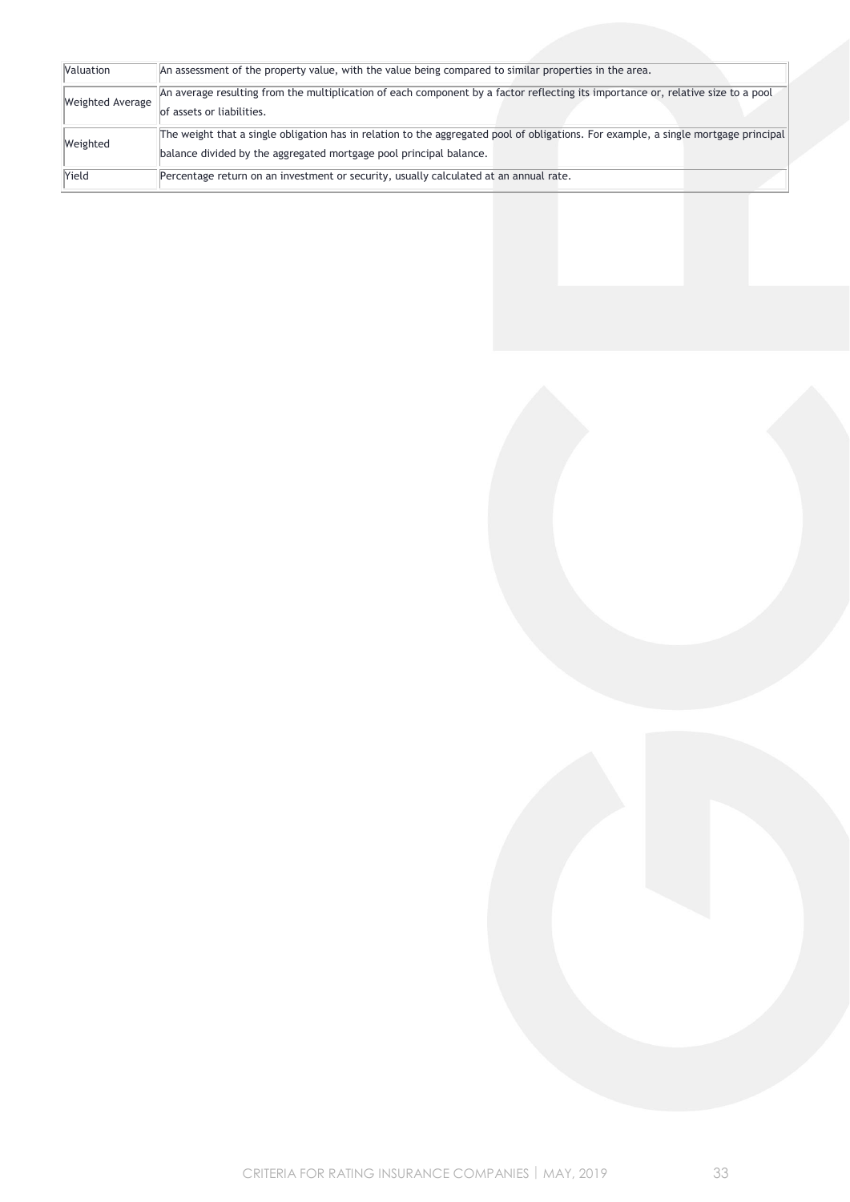| | |
|---|---|
| Valuation | An assessment of the property value, with the value being compared to similar properties in the area. |
| Weighted Average | An average resulting from the multiplication of each component by a factor reflecting its importance or, relative size to a pool of assets or liabilities. |
| Weighted | The weight that a single obligation has in relation to the aggregated pool of obligations. For example, a single mortgage principal balance divided by the aggregated mortgage pool principal balance. |
| Yield | Percentage return on an investment or security, usually calculated at an annual rate. |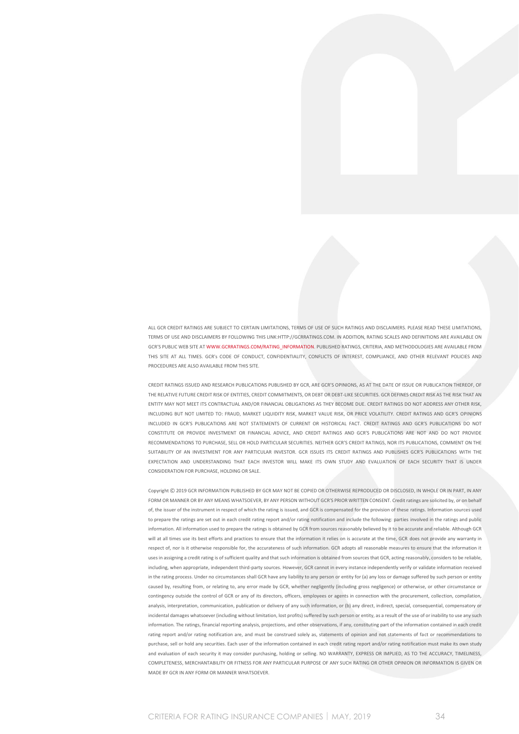ALL GCR CREDIT RATINGS ARE SUBJECT TO CERTAIN LIMITATIONS, TERMS OF USE OF SUCH RATINGS AND DISCLAIMERS. PLEASE READ THESE LIMITATIONS, TERMS OF USE AND DISCLAIMERS BY FOLLOWING THIS LINK:HTTP://GCRRATINGS.COM. IN ADDITION, RATING SCALES AND DEFINITIONS ARE AVAILABLE ON GCR'S PUBLIC WEB SITE AT WWW.GCRRATINGS.COM/RATING_INFORMATION. PUBLISHED RATINGS, CRITERIA, AND METHODOLOGIES ARE AVAILABLE FROM THIS SITE AT ALL TIMES. GCR's CODE OF CONDUCT, CONFIDENTIALITY, CONFLICTS OF INTEREST, COMPLIANCE, AND OTHER RELEVANT POLICIES AND PROCEDURES ARE ALSO AVAILABLE FROM THIS SITE.

CREDIT RATINGS ISSUED AND RESEARCH PUBLICATIONS PUBLISHED BY GCR, ARE GCR'S OPINIONS, AS AT THE DATE OF ISSUE OR PUBLICATION THEREOF, OF THE RELATIVE FUTURE CREDIT RISK OF ENTITIES, CREDIT COMMITMENTS, OR DEBT OR DEBT-LIKE SECURITIES. GCR DEFINES CREDIT RISK AS THE RISK THAT AN ENTITY MAY NOT MEET ITS CONTRACTUAL AND/OR FINANCIAL OBLIGATIONS AS THEY BECOME DUE. CREDIT RATINGS DO NOT ADDRESS ANY OTHER RISK, INCLUDING BUT NOT LIMITED TO: FRAUD, MARKET LIQUIDITY RISK, MARKET VALUE RISK, OR PRICE VOLATILITY. CREDIT RATINGS AND GCR'S OPINIONS INCLUDED IN GCR'S PUBLICATIONS ARE NOT STATEMENTS OF CURRENT OR HISTORICAL FACT. CREDIT RATINGS AND GCR'S PUBLICATIONS DO NOT CONSTITUTE OR PROVIDE INVESTMENT OR FINANCIAL ADVICE, AND CREDIT RATINGS AND GCR'S PUBLICATIONS ARE NOT AND DO NOT PROVIDE RECOMMENDATIONS TO PURCHASE, SELL OR HOLD PARTICULAR SECURITIES. NEITHER GCR'S CREDIT RATINGS, NOR ITS PUBLICATIONS, COMMENT ON THE SUITABILITY OF AN INVESTMENT FOR ANY PARTICULAR INVESTOR. GCR ISSUES ITS CREDIT RATINGS AND PUBLISHES GCR'S PUBLICATIONS WITH THE EXPECTATION AND UNDERSTANDING THAT EACH INVESTOR WILL MAKE ITS OWN STUDY AND EVALUATION OF EACH SECURITY THAT IS UNDER CONSIDERATION FOR PURCHASE, HOLDING OR SALE.

Copyright © 2019 GCR INFORMATION PUBLISHED BY GCR MAY NOT BE COPIED OR OTHERWISE REPRODUCED OR DISCLOSED, IN WHOLE OR IN PART, IN ANY FORM OR MANNER OR BY ANY MEANS WHATSOEVER, BY ANY PERSON WITHOUT GCR'S PRIOR WRITTEN CONSENT. Credit ratings are solicited by, or on behalf of, the issuer of the instrument in respect of which the rating is issued, and GCR is compensated for the provision of these ratings. Information sources used to prepare the ratings are set out in each credit rating report and/or rating notification and include the following: parties involved in the ratings and public information. All information used to prepare the ratings is obtained by GCR from sources reasonably believed by it to be accurate and reliable. Although GCR will at all times use its best efforts and practices to ensure that the information it relies on is accurate at the time, GCR does not provide any warranty in respect of, nor is it otherwise responsible for, the accurateness of such information. GCR adopts all reasonable measures to ensure that the information it uses in assigning a credit rating is of sufficient quality and that such information is obtained from sources that GCR, acting reasonably, considers to be reliable, including, when appropriate, independent third-party sources. However, GCR cannot in every instance independently verify or validate information received in the rating process. Under no circumstances shall GCR have any liability to any person or entity for (a) any loss or damage suffered by such person or entity caused by, resulting from, or relating to, any error made by GCR, whether negligently (including gross negligence) or otherwise, or other circumstance or contingency outside the control of GCR or any of its directors, officers, employees or agents in connection with the procurement, collection, compilation, analysis, interpretation, communication, publication or delivery of any such information, or (b) any direct, indirect, special, consequential, compensatory or incidental damages whatsoever (including without limitation, lost profits) suffered by such person or entity, as a result of the use of or inability to use any such information. The ratings, financial reporting analysis, projections, and other observations, if any, constituting part of the information contained in each credit rating report and/or rating notification are, and must be construed solely as, statements of opinion and not statements of fact or recommendations to purchase, sell or hold any securities. Each user of the information contained in each credit rating report and/or rating notification must make its own study and evaluation of each security it may consider purchasing, holding or selling. NO WARRANTY, EXPRESS OR IMPLIED, AS TO THE ACCURACY, TIMELINESS, COMPLETENESS, MERCHANTABILITY OR FITNESS FOR ANY PARTICULAR PURPOSE OF ANY SUCH RATING OR OTHER OPINION OR INFORMATION IS GIVEN OR MADE BY GCR IN ANY FORM OR MANNER WHATSOEVER.